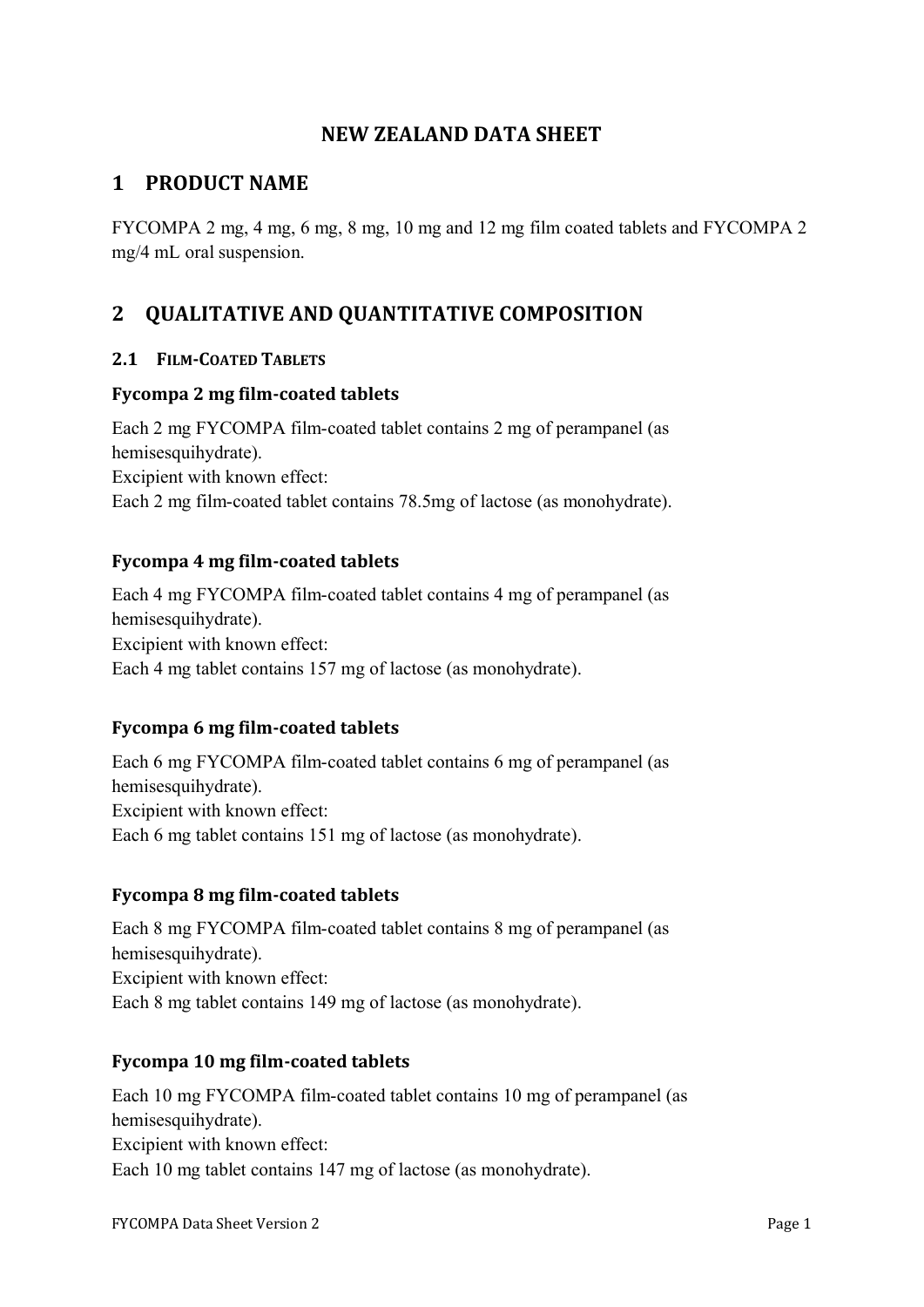# NEW ZEALAND DATA SHEET

## 1 PRODUCT NAME

FYCOMPA 2 mg, 4 mg, 6 mg, 8 mg, 10 mg and 12 mg film coated tablets and FYCOMPA 2 mg/4 mL oral suspension.

## 2 QUALITATIVE AND QUANTITATIVE COMPOSITION

### 2.1 FILM-COATED TABLETS

#### Fycompa 2 mg film-coated tablets

Each 2 mg FYCOMPA film-coated tablet contains 2 mg of perampanel (as hemisesquihydrate).
Excipient with known effect:
Each 2 mg film-coated tablet contains 78.5mg of lactose (as monohydrate).

#### Fycompa 4 mg film-coated tablets

Each 4 mg FYCOMPA film-coated tablet contains 4 mg of perampanel (as hemisesquihydrate).
Excipient with known effect:
Each 4 mg tablet contains 157 mg of lactose (as monohydrate).

#### Fycompa 6 mg film-coated tablets

Each 6 mg FYCOMPA film-coated tablet contains 6 mg of perampanel (as hemisesquihydrate).
Excipient with known effect:
Each 6 mg tablet contains 151 mg of lactose (as monohydrate).

#### Fycompa 8 mg film-coated tablets

Each 8 mg FYCOMPA film-coated tablet contains 8 mg of perampanel (as hemisesquihydrate).
Excipient with known effect:
Each 8 mg tablet contains 149 mg of lactose (as monohydrate).

#### Fycompa 10 mg film-coated tablets

Each 10 mg FYCOMPA film-coated tablet contains 10 mg of perampanel (as hemisesquihydrate).
Excipient with known effect:
Each 10 mg tablet contains 147 mg of lactose (as monohydrate).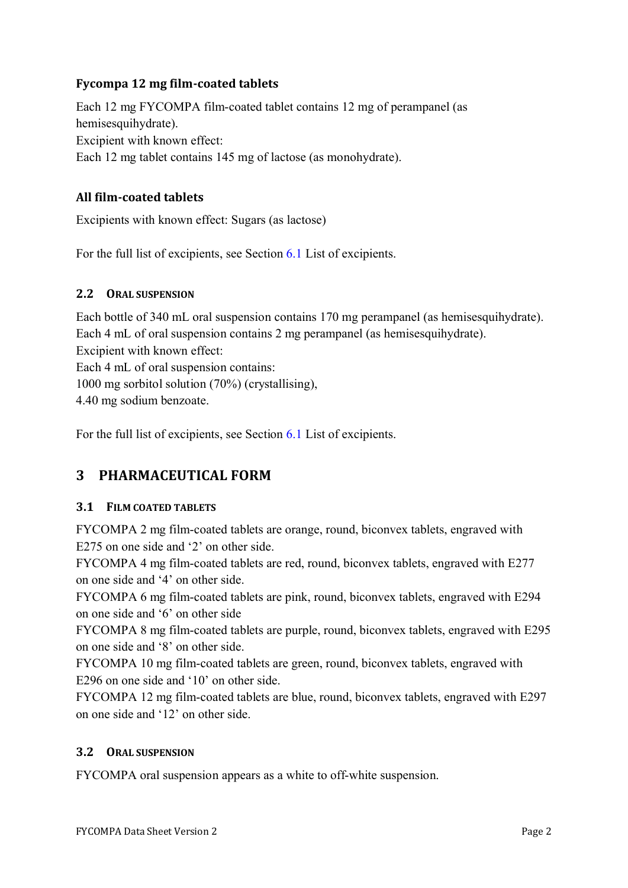### Fycompa 12 mg film-coated tablets

Each 12 mg FYCOMPA film-coated tablet contains 12 mg of perampanel (as hemisesquihydrate).
Excipient with known effect:
Each 12 mg tablet contains 145 mg of lactose (as monohydrate).

### All film-coated tablets

Excipients with known effect: Sugars (as lactose)

For the full list of excipients, see Section 6.1 List of excipients.

### 2.2 Oral suspension

Each bottle of 340 mL oral suspension contains 170 mg perampanel (as hemisesquihydrate).
Each 4 mL of oral suspension contains 2 mg perampanel (as hemisesquihydrate).
Excipient with known effect:
Each 4 mL of oral suspension contains:
1000 mg sorbitol solution (70%) (crystallising),
4.40 mg sodium benzoate.

For the full list of excipients, see Section 6.1 List of excipients.

## 3 PHARMACEUTICAL FORM

### 3.1 Film coated tablets

FYCOMPA 2 mg film-coated tablets are orange, round, biconvex tablets, engraved with E275 on one side and '2' on other side.
FYCOMPA 4 mg film-coated tablets are red, round, biconvex tablets, engraved with E277 on one side and '4' on other side.
FYCOMPA 6 mg film-coated tablets are pink, round, biconvex tablets, engraved with E294 on one side and '6' on other side
FYCOMPA 8 mg film-coated tablets are purple, round, biconvex tablets, engraved with E295 on one side and '8' on other side.
FYCOMPA 10 mg film-coated tablets are green, round, biconvex tablets, engraved with E296 on one side and '10' on other side.
FYCOMPA 12 mg film-coated tablets are blue, round, biconvex tablets, engraved with E297 on one side and '12' on other side.

### 3.2 Oral suspension

FYCOMPA oral suspension appears as a white to off-white suspension.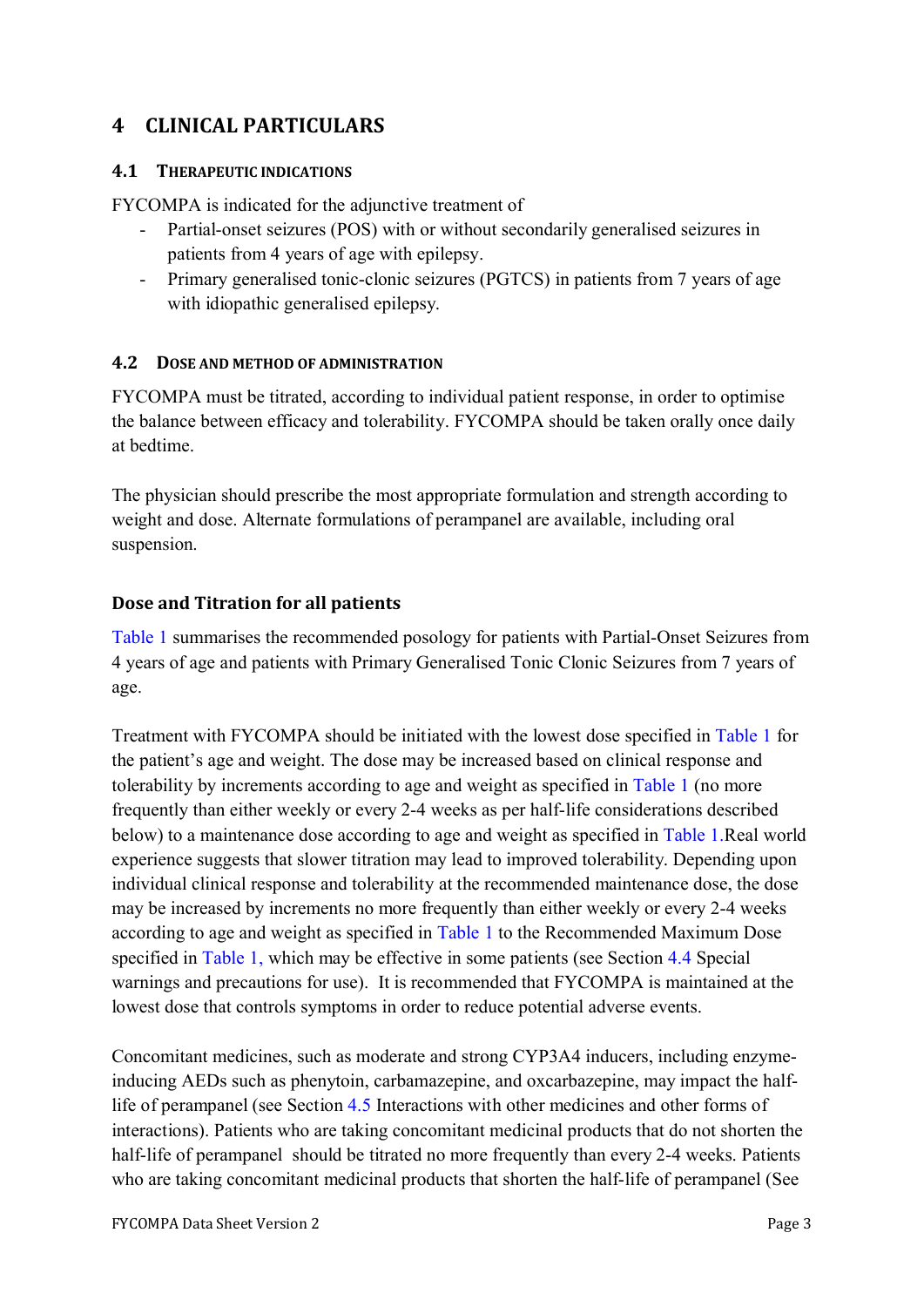# 4 CLINICAL PARTICULARS

## 4.1 THERAPEUTIC INDICATIONS

FYCOMPA is indicated for the adjunctive treatment of

- Partial-onset seizures (POS) with or without secondarily generalised seizures in patients from 4 years of age with epilepsy.
- Primary generalised tonic-clonic seizures (PGTCS) in patients from 7 years of age with idiopathic generalised epilepsy.

## 4.2 DOSE AND METHOD OF ADMINISTRATION

FYCOMPA must be titrated, according to individual patient response, in order to optimise the balance between efficacy and tolerability. FYCOMPA should be taken orally once daily at bedtime.

The physician should prescribe the most appropriate formulation and strength according to weight and dose. Alternate formulations of perampanel are available, including oral suspension.

### Dose and Titration for all patients

Table 1 summarises the recommended posology for patients with Partial-Onset Seizures from 4 years of age and patients with Primary Generalised Tonic Clonic Seizures from 7 years of age.

Treatment with FYCOMPA should be initiated with the lowest dose specified in Table 1 for the patient's age and weight. The dose may be increased based on clinical response and tolerability by increments according to age and weight as specified in Table 1 (no more frequently than either weekly or every 2-4 weeks as per half-life considerations described below) to a maintenance dose according to age and weight as specified in Table 1.Real world experience suggests that slower titration may lead to improved tolerability. Depending upon individual clinical response and tolerability at the recommended maintenance dose, the dose may be increased by increments no more frequently than either weekly or every 2-4 weeks according to age and weight as specified in Table 1 to the Recommended Maximum Dose specified in Table 1, which may be effective in some patients (see Section 4.4 Special warnings and precautions for use). It is recommended that FYCOMPA is maintained at the lowest dose that controls symptoms in order to reduce potential adverse events.

Concomitant medicines, such as moderate and strong CYP3A4 inducers, including enzyme-inducing AEDs such as phenytoin, carbamazepine, and oxcarbazepine, may impact the half-life of perampanel (see Section 4.5 Interactions with other medicines and other forms of interactions). Patients who are taking concomitant medicinal products that do not shorten the half-life of perampanel should be titrated no more frequently than every 2-4 weeks. Patients who are taking concomitant medicinal products that shorten the half-life of perampanel (See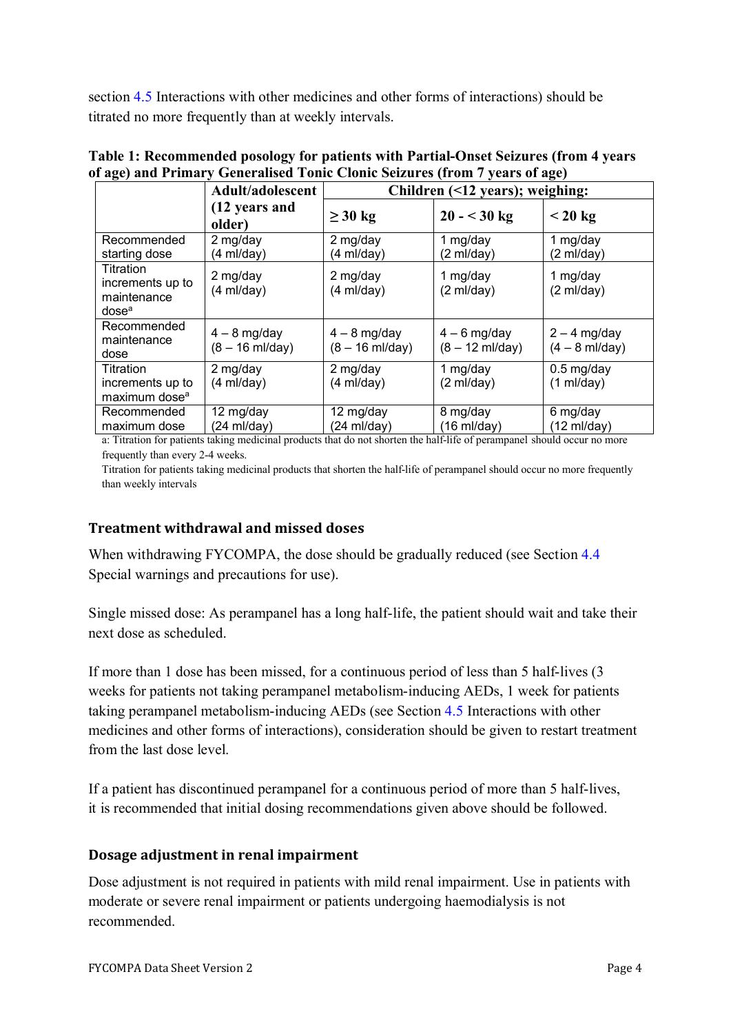section 4.5 Interactions with other medicines and other forms of interactions) should be titrated no more frequently than at weekly intervals.

**Table 1: Recommended posology for patients with Partial-Onset Seizures (from 4 years of age) and Primary Generalised Tonic Clonic Seizures (from 7 years of age)**

| | Adult/adolescent (12 years and older) | Children (<12 years); weighing: | | |
|---|---|---|---|---|
| | | ≥ 30 kg | 20 - < 30 kg | < 20 kg |
| Recommended starting dose | 2 mg/day (4 ml/day) | 2 mg/day (4 ml/day) | 1 mg/day (2 ml/day) | 1 mg/day (2 ml/day) |
| Titration increments up to maintenance dose[a] | 2 mg/day (4 ml/day) | 2 mg/day (4 ml/day) | 1 mg/day (2 ml/day) | 1 mg/day (2 ml/day) |
| Recommended maintenance dose | 4 – 8 mg/day (8 – 16 ml/day) | 4 – 8 mg/day (8 – 16 ml/day) | 4 – 6 mg/day (8 – 12 ml/day) | 2 – 4 mg/day (4 – 8 ml/day) |
| Titration increments up to maximum dose[a] | 2 mg/day (4 ml/day) | 2 mg/day (4 ml/day) | 1 mg/day (2 ml/day) | 0.5 mg/day (1 ml/day) |
| Recommended maximum dose | 12 mg/day (24 ml/day) | 12 mg/day (24 ml/day) | 8 mg/day (16 ml/day) | 6 mg/day (12 ml/day) |

a: Titration for patients taking medicinal products that do not shorten the half-life of perampanel should occur no more frequently than every 2-4 weeks.

Titration for patients taking medicinal products that shorten the half-life of perampanel should occur no more frequently than weekly intervals

### Treatment withdrawal and missed doses

When withdrawing FYCOMPA, the dose should be gradually reduced (see Section 4.4 Special warnings and precautions for use).

Single missed dose: As perampanel has a long half-life, the patient should wait and take their next dose as scheduled.

If more than 1 dose has been missed, for a continuous period of less than 5 half-lives (3 weeks for patients not taking perampanel metabolism-inducing AEDs, 1 week for patients taking perampanel metabolism-inducing AEDs (see Section 4.5 Interactions with other medicines and other forms of interactions), consideration should be given to restart treatment from the last dose level.

If a patient has discontinued perampanel for a continuous period of more than 5 half-lives, it is recommended that initial dosing recommendations given above should be followed.

### Dosage adjustment in renal impairment

Dose adjustment is not required in patients with mild renal impairment. Use in patients with moderate or severe renal impairment or patients undergoing haemodialysis is not recommended.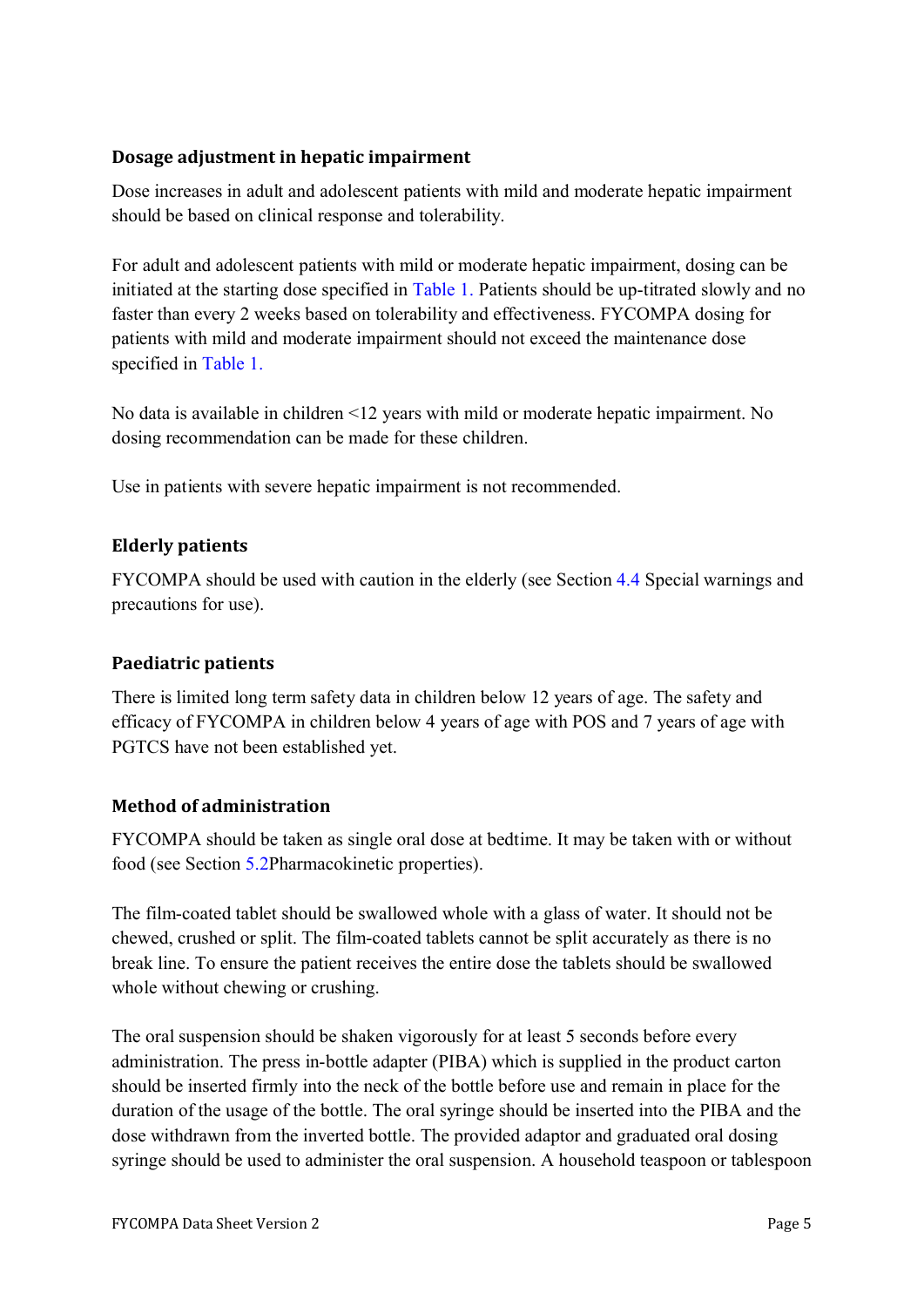### Dosage adjustment in hepatic impairment

Dose increases in adult and adolescent patients with mild and moderate hepatic impairment should be based on clinical response and tolerability.

For adult and adolescent patients with mild or moderate hepatic impairment, dosing can be initiated at the starting dose specified in Table 1. Patients should be up-titrated slowly and no faster than every 2 weeks based on tolerability and effectiveness. FYCOMPA dosing for patients with mild and moderate impairment should not exceed the maintenance dose specified in Table 1.

No data is available in children <12 years with mild or moderate hepatic impairment. No dosing recommendation can be made for these children.

Use in patients with severe hepatic impairment is not recommended.

### Elderly patients

FYCOMPA should be used with caution in the elderly (see Section 4.4 Special warnings and precautions for use).

### Paediatric patients

There is limited long term safety data in children below 12 years of age. The safety and efficacy of FYCOMPA in children below 4 years of age with POS and 7 years of age with PGTCS have not been established yet.

### Method of administration

FYCOMPA should be taken as single oral dose at bedtime. It may be taken with or without food (see Section 5.2Pharmacokinetic properties).

The film-coated tablet should be swallowed whole with a glass of water. It should not be chewed, crushed or split. The film-coated tablets cannot be split accurately as there is no break line. To ensure the patient receives the entire dose the tablets should be swallowed whole without chewing or crushing.

The oral suspension should be shaken vigorously for at least 5 seconds before every administration. The press in-bottle adapter (PIBA) which is supplied in the product carton should be inserted firmly into the neck of the bottle before use and remain in place for the duration of the usage of the bottle. The oral syringe should be inserted into the PIBA and the dose withdrawn from the inverted bottle. The provided adaptor and graduated oral dosing syringe should be used to administer the oral suspension. A household teaspoon or tablespoon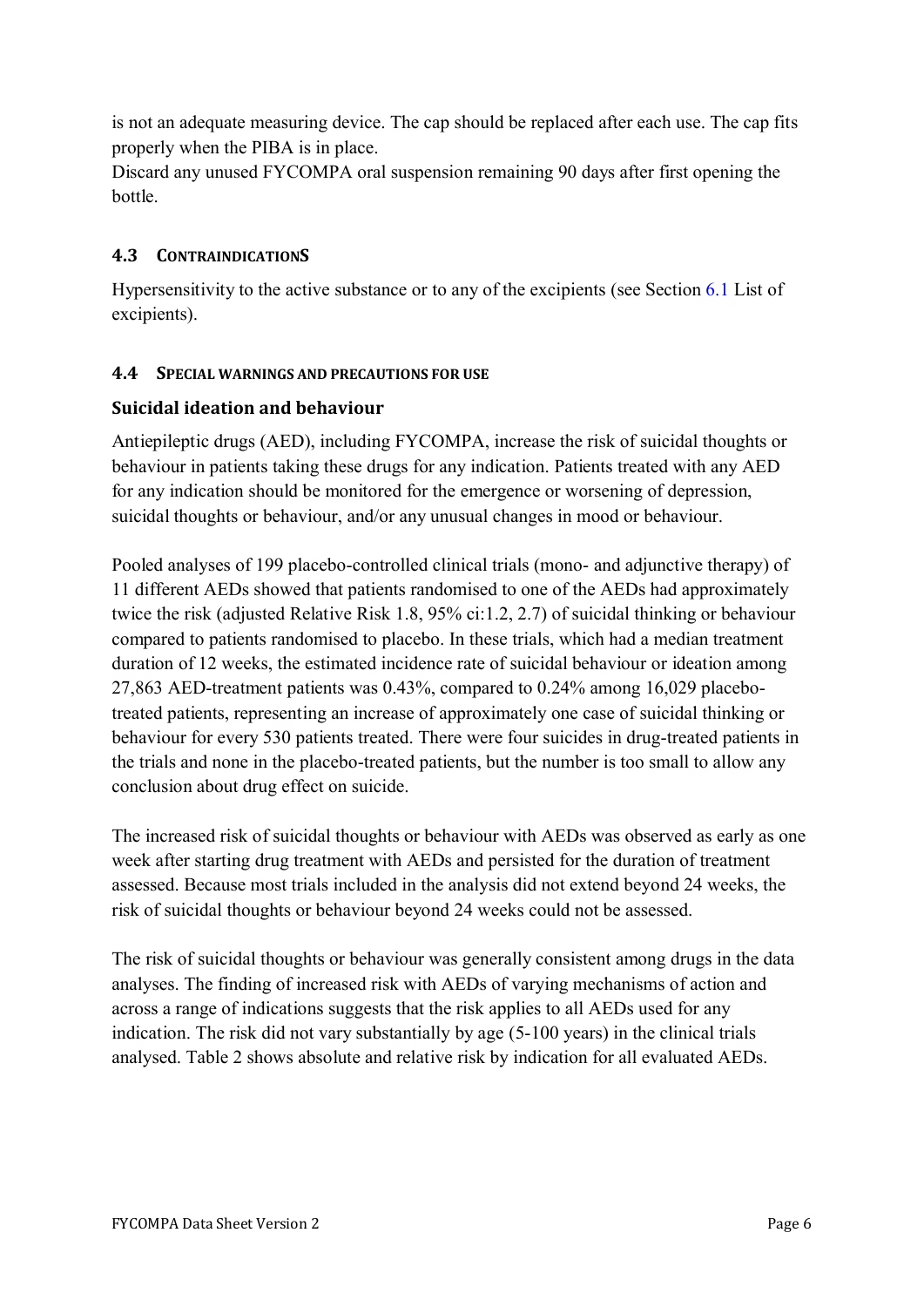is not an adequate measuring device. The cap should be replaced after each use. The cap fits properly when the PIBA is in place.
Discard any unused FYCOMPA oral suspension remaining 90 days after first opening the bottle.

### 4.3 CONTRAINDICATIONS

Hypersensitivity to the active substance or to any of the excipients (see Section 6.1 List of excipients).

### 4.4 SPECIAL WARNINGS AND PRECAUTIONS FOR USE

#### Suicidal ideation and behaviour

Antiepileptic drugs (AED), including FYCOMPA, increase the risk of suicidal thoughts or behaviour in patients taking these drugs for any indication. Patients treated with any AED for any indication should be monitored for the emergence or worsening of depression, suicidal thoughts or behaviour, and/or any unusual changes in mood or behaviour.

Pooled analyses of 199 placebo-controlled clinical trials (mono- and adjunctive therapy) of 11 different AEDs showed that patients randomised to one of the AEDs had approximately twice the risk (adjusted Relative Risk 1.8, 95% ci:1.2, 2.7) of suicidal thinking or behaviour compared to patients randomised to placebo. In these trials, which had a median treatment duration of 12 weeks, the estimated incidence rate of suicidal behaviour or ideation among 27,863 AED-treatment patients was 0.43%, compared to 0.24% among 16,029 placebo-treated patients, representing an increase of approximately one case of suicidal thinking or behaviour for every 530 patients treated. There were four suicides in drug-treated patients in the trials and none in the placebo-treated patients, but the number is too small to allow any conclusion about drug effect on suicide.

The increased risk of suicidal thoughts or behaviour with AEDs was observed as early as one week after starting drug treatment with AEDs and persisted for the duration of treatment assessed. Because most trials included in the analysis did not extend beyond 24 weeks, the risk of suicidal thoughts or behaviour beyond 24 weeks could not be assessed.

The risk of suicidal thoughts or behaviour was generally consistent among drugs in the data analyses. The finding of increased risk with AEDs of varying mechanisms of action and across a range of indications suggests that the risk applies to all AEDs used for any indication. The risk did not vary substantially by age (5-100 years) in the clinical trials analysed. Table 2 shows absolute and relative risk by indication for all evaluated AEDs.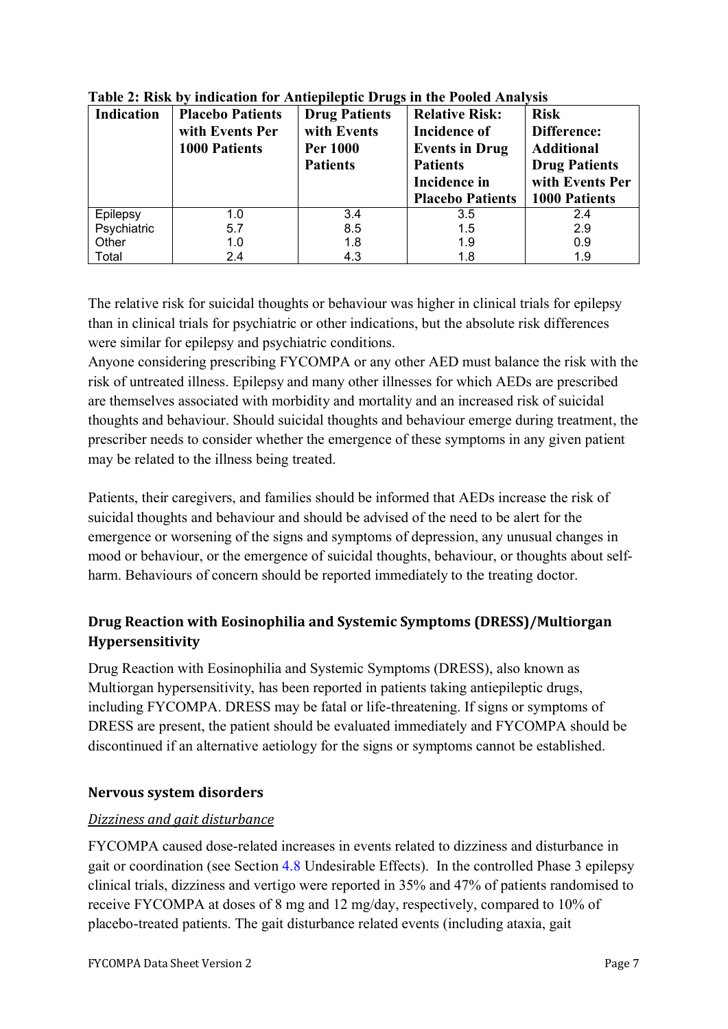**Table 2: Risk by indication for Antiepileptic Drugs in the Pooled Analysis**

| Indication | Placebo Patients with Events Per 1000 Patients | Drug Patients with Events Per 1000 Patients | Relative Risk: Incidence of Events in Drug Patients Incidence in Placebo Patients | Risk Difference: Additional Drug Patients with Events Per 1000 Patients |
|---|---|---|---|---|
| Epilepsy | 1.0 | 3.4 | 3.5 | 2.4 |
| Psychiatric | 5.7 | 8.5 | 1.5 | 2.9 |
| Other | 1.0 | 1.8 | 1.9 | 0.9 |
| Total | 2.4 | 4.3 | 1.8 | 1.9 |

The relative risk for suicidal thoughts or behaviour was higher in clinical trials for epilepsy than in clinical trials for psychiatric or other indications, but the absolute risk differences were similar for epilepsy and psychiatric conditions.

Anyone considering prescribing FYCOMPA or any other AED must balance the risk with the risk of untreated illness. Epilepsy and many other illnesses for which AEDs are prescribed are themselves associated with morbidity and mortality and an increased risk of suicidal thoughts and behaviour. Should suicidal thoughts and behaviour emerge during treatment, the prescriber needs to consider whether the emergence of these symptoms in any given patient may be related to the illness being treated.

Patients, their caregivers, and families should be informed that AEDs increase the risk of suicidal thoughts and behaviour and should be advised of the need to be alert for the emergence or worsening of the signs and symptoms of depression, any unusual changes in mood or behaviour, or the emergence of suicidal thoughts, behaviour, or thoughts about self-harm. Behaviours of concern should be reported immediately to the treating doctor.

### Drug Reaction with Eosinophilia and Systemic Symptoms (DRESS)/Multiorgan Hypersensitivity

Drug Reaction with Eosinophilia and Systemic Symptoms (DRESS), also known as Multiorgan hypersensitivity, has been reported in patients taking antiepileptic drugs, including FYCOMPA. DRESS may be fatal or life-threatening. If signs or symptoms of DRESS are present, the patient should be evaluated immediately and FYCOMPA should be discontinued if an alternative aetiology for the signs or symptoms cannot be established.

### Nervous system disorders

*Dizziness and gait disturbance*

FYCOMPA caused dose-related increases in events related to dizziness and disturbance in gait or coordination (see Section 4.8 Undesirable Effects). In the controlled Phase 3 epilepsy clinical trials, dizziness and vertigo were reported in 35% and 47% of patients randomised to receive FYCOMPA at doses of 8 mg and 12 mg/day, respectively, compared to 10% of placebo-treated patients. The gait disturbance related events (including ataxia, gait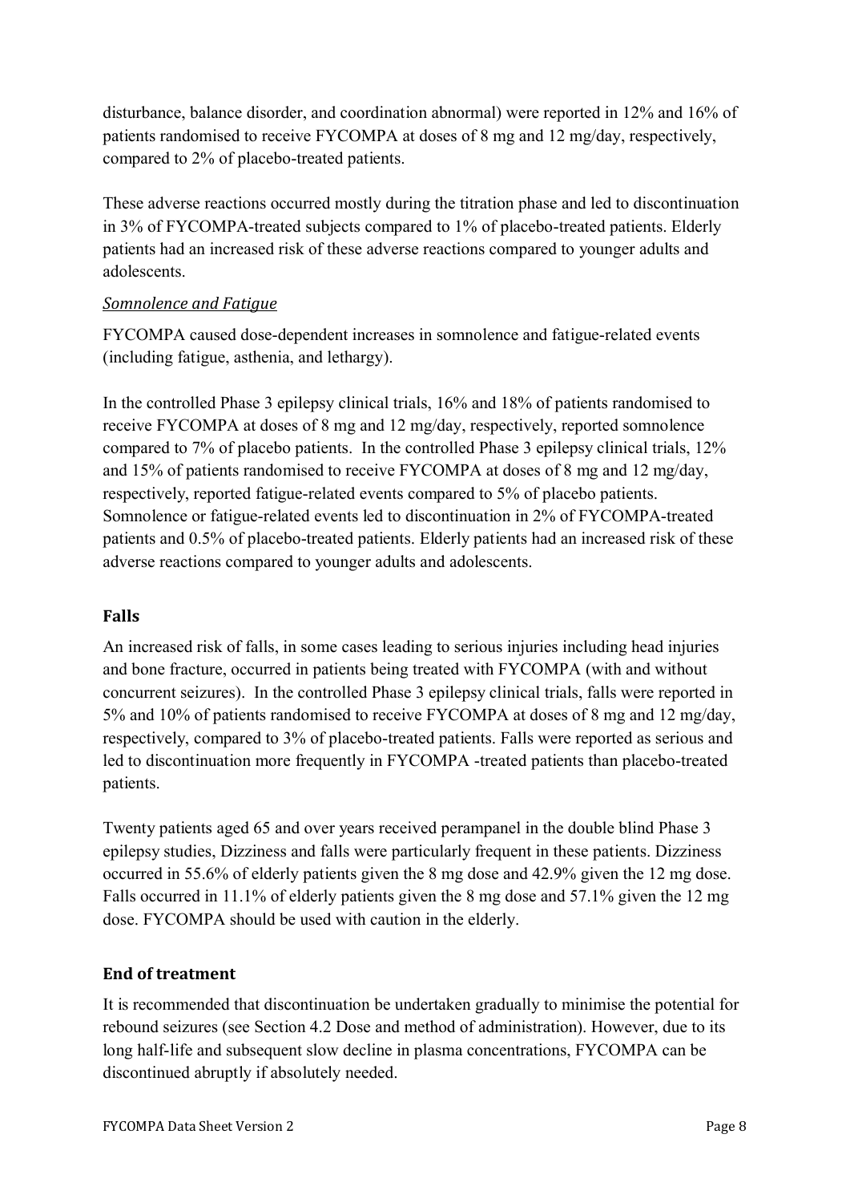disturbance, balance disorder, and coordination abnormal) were reported in 12% and 16% of patients randomised to receive FYCOMPA at doses of 8 mg and 12 mg/day, respectively, compared to 2% of placebo-treated patients.

These adverse reactions occurred mostly during the titration phase and led to discontinuation in 3% of FYCOMPA-treated subjects compared to 1% of placebo-treated patients. Elderly patients had an increased risk of these adverse reactions compared to younger adults and adolescents.

*Somnolence and Fatigue*

FYCOMPA caused dose-dependent increases in somnolence and fatigue-related events (including fatigue, asthenia, and lethargy).

In the controlled Phase 3 epilepsy clinical trials, 16% and 18% of patients randomised to receive FYCOMPA at doses of 8 mg and 12 mg/day, respectively, reported somnolence compared to 7% of placebo patients. In the controlled Phase 3 epilepsy clinical trials, 12% and 15% of patients randomised to receive FYCOMPA at doses of 8 mg and 12 mg/day, respectively, reported fatigue-related events compared to 5% of placebo patients. Somnolence or fatigue-related events led to discontinuation in 2% of FYCOMPA-treated patients and 0.5% of placebo-treated patients. Elderly patients had an increased risk of these adverse reactions compared to younger adults and adolescents.

### Falls

An increased risk of falls, in some cases leading to serious injuries including head injuries and bone fracture, occurred in patients being treated with FYCOMPA (with and without concurrent seizures). In the controlled Phase 3 epilepsy clinical trials, falls were reported in 5% and 10% of patients randomised to receive FYCOMPA at doses of 8 mg and 12 mg/day, respectively, compared to 3% of placebo-treated patients. Falls were reported as serious and led to discontinuation more frequently in FYCOMPA -treated patients than placebo-treated patients.

Twenty patients aged 65 and over years received perampanel in the double blind Phase 3 epilepsy studies, Dizziness and falls were particularly frequent in these patients. Dizziness occurred in 55.6% of elderly patients given the 8 mg dose and 42.9% given the 12 mg dose. Falls occurred in 11.1% of elderly patients given the 8 mg dose and 57.1% given the 12 mg dose. FYCOMPA should be used with caution in the elderly.

### End of treatment

It is recommended that discontinuation be undertaken gradually to minimise the potential for rebound seizures (see Section 4.2 Dose and method of administration). However, due to its long half-life and subsequent slow decline in plasma concentrations, FYCOMPA can be discontinued abruptly if absolutely needed.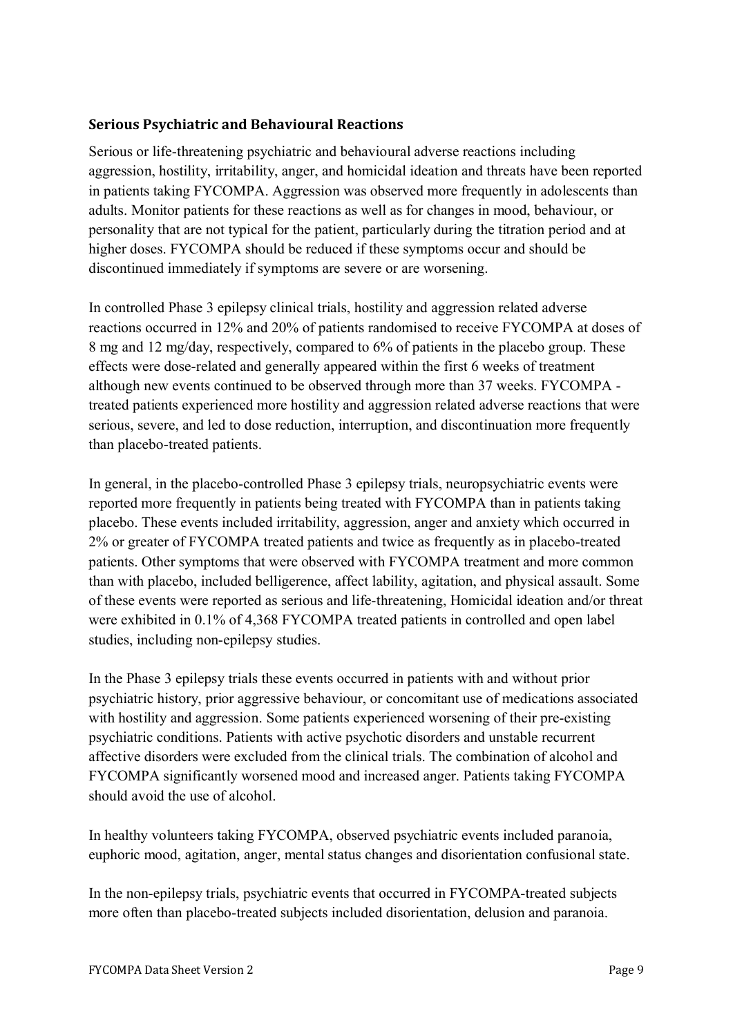### Serious Psychiatric and Behavioural Reactions

Serious or life-threatening psychiatric and behavioural adverse reactions including aggression, hostility, irritability, anger, and homicidal ideation and threats have been reported in patients taking FYCOMPA. Aggression was observed more frequently in adolescents than adults. Monitor patients for these reactions as well as for changes in mood, behaviour, or personality that are not typical for the patient, particularly during the titration period and at higher doses. FYCOMPA should be reduced if these symptoms occur and should be discontinued immediately if symptoms are severe or are worsening.

In controlled Phase 3 epilepsy clinical trials, hostility and aggression related adverse reactions occurred in 12% and 20% of patients randomised to receive FYCOMPA at doses of 8 mg and 12 mg/day, respectively, compared to 6% of patients in the placebo group. These effects were dose-related and generally appeared within the first 6 weeks of treatment although new events continued to be observed through more than 37 weeks. FYCOMPA - treated patients experienced more hostility and aggression related adverse reactions that were serious, severe, and led to dose reduction, interruption, and discontinuation more frequently than placebo-treated patients.

In general, in the placebo-controlled Phase 3 epilepsy trials, neuropsychiatric events were reported more frequently in patients being treated with FYCOMPA than in patients taking placebo. These events included irritability, aggression, anger and anxiety which occurred in 2% or greater of FYCOMPA treated patients and twice as frequently as in placebo-treated patients. Other symptoms that were observed with FYCOMPA treatment and more common than with placebo, included belligerence, affect lability, agitation, and physical assault. Some of these events were reported as serious and life-threatening, Homicidal ideation and/or threat were exhibited in 0.1% of 4,368 FYCOMPA treated patients in controlled and open label studies, including non-epilepsy studies.

In the Phase 3 epilepsy trials these events occurred in patients with and without prior psychiatric history, prior aggressive behaviour, or concomitant use of medications associated with hostility and aggression. Some patients experienced worsening of their pre-existing psychiatric conditions. Patients with active psychotic disorders and unstable recurrent affective disorders were excluded from the clinical trials. The combination of alcohol and FYCOMPA significantly worsened mood and increased anger. Patients taking FYCOMPA should avoid the use of alcohol.

In healthy volunteers taking FYCOMPA, observed psychiatric events included paranoia, euphoric mood, agitation, anger, mental status changes and disorientation confusional state.

In the non-epilepsy trials, psychiatric events that occurred in FYCOMPA-treated subjects more often than placebo-treated subjects included disorientation, delusion and paranoia.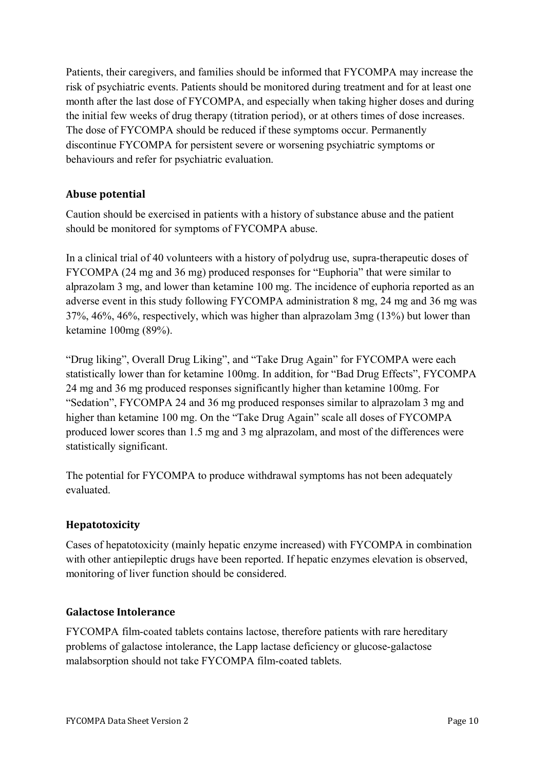Patients, their caregivers, and families should be informed that FYCOMPA may increase the risk of psychiatric events. Patients should be monitored during treatment and for at least one month after the last dose of FYCOMPA, and especially when taking higher doses and during the initial few weeks of drug therapy (titration period), or at others times of dose increases. The dose of FYCOMPA should be reduced if these symptoms occur. Permanently discontinue FYCOMPA for persistent severe or worsening psychiatric symptoms or behaviours and refer for psychiatric evaluation.

### Abuse potential

Caution should be exercised in patients with a history of substance abuse and the patient should be monitored for symptoms of FYCOMPA abuse.

In a clinical trial of 40 volunteers with a history of polydrug use, supra-therapeutic doses of FYCOMPA (24 mg and 36 mg) produced responses for "Euphoria" that were similar to alprazolam 3 mg, and lower than ketamine 100 mg. The incidence of euphoria reported as an adverse event in this study following FYCOMPA administration 8 mg, 24 mg and 36 mg was 37%, 46%, 46%, respectively, which was higher than alprazolam 3mg (13%) but lower than ketamine 100mg (89%).

"Drug liking", Overall Drug Liking", and "Take Drug Again" for FYCOMPA were each statistically lower than for ketamine 100mg. In addition, for "Bad Drug Effects", FYCOMPA 24 mg and 36 mg produced responses significantly higher than ketamine 100mg. For "Sedation", FYCOMPA 24 and 36 mg produced responses similar to alprazolam 3 mg and higher than ketamine 100 mg. On the "Take Drug Again" scale all doses of FYCOMPA produced lower scores than 1.5 mg and 3 mg alprazolam, and most of the differences were statistically significant.

The potential for FYCOMPA to produce withdrawal symptoms has not been adequately evaluated.

### Hepatotoxicity

Cases of hepatotoxicity (mainly hepatic enzyme increased) with FYCOMPA in combination with other antiepileptic drugs have been reported. If hepatic enzymes elevation is observed, monitoring of liver function should be considered.

### Galactose Intolerance

FYCOMPA film-coated tablets contains lactose, therefore patients with rare hereditary problems of galactose intolerance, the Lapp lactase deficiency or glucose-galactose malabsorption should not take FYCOMPA film-coated tablets.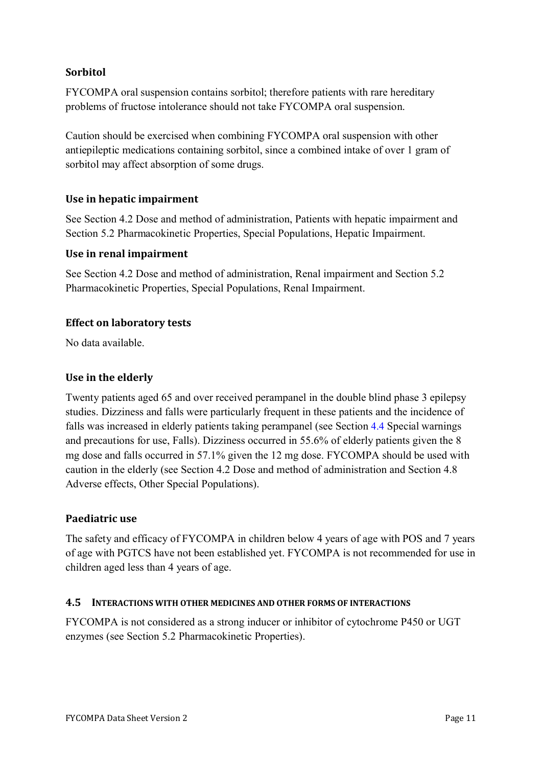### Sorbitol

FYCOMPA oral suspension contains sorbitol; therefore patients with rare hereditary problems of fructose intolerance should not take FYCOMPA oral suspension.

Caution should be exercised when combining FYCOMPA oral suspension with other antiepileptic medications containing sorbitol, since a combined intake of over 1 gram of sorbitol may affect absorption of some drugs.

### Use in hepatic impairment

See Section 4.2 Dose and method of administration, Patients with hepatic impairment and Section 5.2 Pharmacokinetic Properties, Special Populations, Hepatic Impairment.

### Use in renal impairment

See Section 4.2 Dose and method of administration, Renal impairment and Section 5.2 Pharmacokinetic Properties, Special Populations, Renal Impairment.

### Effect on laboratory tests

No data available.

### Use in the elderly

Twenty patients aged 65 and over received perampanel in the double blind phase 3 epilepsy studies. Dizziness and falls were particularly frequent in these patients and the incidence of falls was increased in elderly patients taking perampanel (see Section 4.4 Special warnings and precautions for use, Falls). Dizziness occurred in 55.6% of elderly patients given the 8 mg dose and falls occurred in 57.1% given the 12 mg dose. FYCOMPA should be used with caution in the elderly (see Section 4.2 Dose and method of administration and Section 4.8 Adverse effects, Other Special Populations).

### Paediatric use

The safety and efficacy of FYCOMPA in children below 4 years of age with POS and 7 years of age with PGTCS have not been established yet. FYCOMPA is not recommended for use in children aged less than 4 years of age.

## 4.5 INTERACTIONS WITH OTHER MEDICINES AND OTHER FORMS OF INTERACTIONS

FYCOMPA is not considered as a strong inducer or inhibitor of cytochrome P450 or UGT enzymes (see Section 5.2 Pharmacokinetic Properties).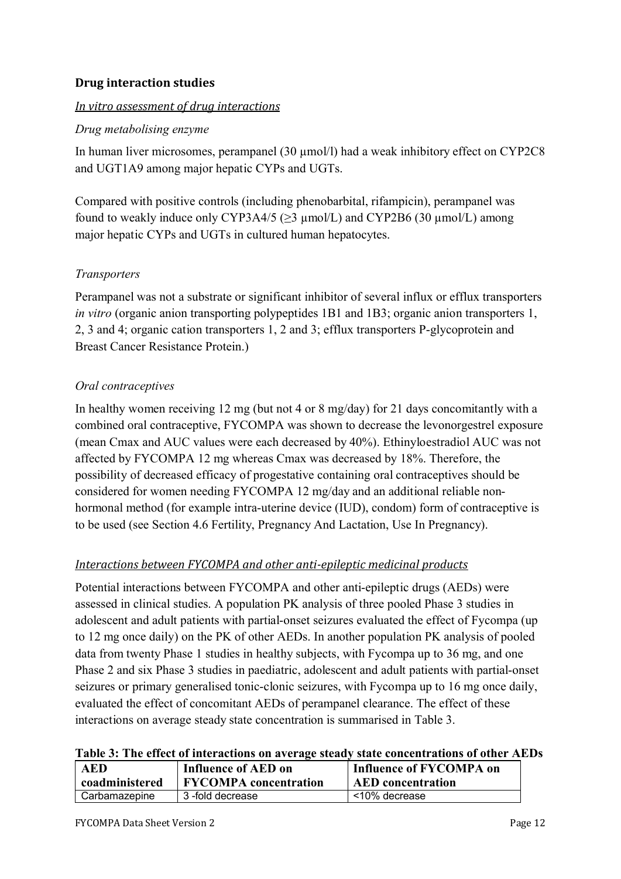## Drug interaction studies

### *In vitro assessment of drug interactions*

*Drug metabolising enzyme*

In human liver microsomes, perampanel (30 μmol/l) had a weak inhibitory effect on CYP2C8 and UGT1A9 among major hepatic CYPs and UGTs.

Compared with positive controls (including phenobarbital, rifampicin), perampanel was found to weakly induce only CYP3A4/5 (≥3 μmol/L) and CYP2B6 (30 μmol/L) among major hepatic CYPs and UGTs in cultured human hepatocytes.

*Transporters*

Perampanel was not a substrate or significant inhibitor of several influx or efflux transporters *in vitro* (organic anion transporting polypeptides 1B1 and 1B3; organic anion transporters 1, 2, 3 and 4; organic cation transporters 1, 2 and 3; efflux transporters P-glycoprotein and Breast Cancer Resistance Protein.)

*Oral contraceptives*

In healthy women receiving 12 mg (but not 4 or 8 mg/day) for 21 days concomitantly with a combined oral contraceptive, FYCOMPA was shown to decrease the levonorgestrel exposure (mean Cmax and AUC values were each decreased by 40%). Ethinyloestradiol AUC was not affected by FYCOMPA 12 mg whereas Cmax was decreased by 18%. Therefore, the possibility of decreased efficacy of progestative containing oral contraceptives should be considered for women needing FYCOMPA 12 mg/day and an additional reliable non-hormonal method (for example intra-uterine device (IUD), condom) form of contraceptive is to be used (see Section 4.6 Fertility, Pregnancy And Lactation, Use In Pregnancy).

### *Interactions between FYCOMPA and other anti-epileptic medicinal products*

Potential interactions between FYCOMPA and other anti-epileptic drugs (AEDs) were assessed in clinical studies. A population PK analysis of three pooled Phase 3 studies in adolescent and adult patients with partial-onset seizures evaluated the effect of Fycompa (up to 12 mg once daily) on the PK of other AEDs. In another population PK analysis of pooled data from twenty Phase 1 studies in healthy subjects, with Fycompa up to 36 mg, and one Phase 2 and six Phase 3 studies in paediatric, adolescent and adult patients with partial-onset seizures or primary generalised tonic-clonic seizures, with Fycompa up to 16 mg once daily, evaluated the effect of concomitant AEDs of perampanel clearance. The effect of these interactions on average steady state concentration is summarised in Table 3.

**Table 3: The effect of interactions on average steady state concentrations of other AEDs**

| AED coadministered | Influence of AED on FYCOMPA concentration | Influence of FYCOMPA on AED concentration |
|---|---|---|
| Carbamazepine | 3 -fold decrease | <10% decrease |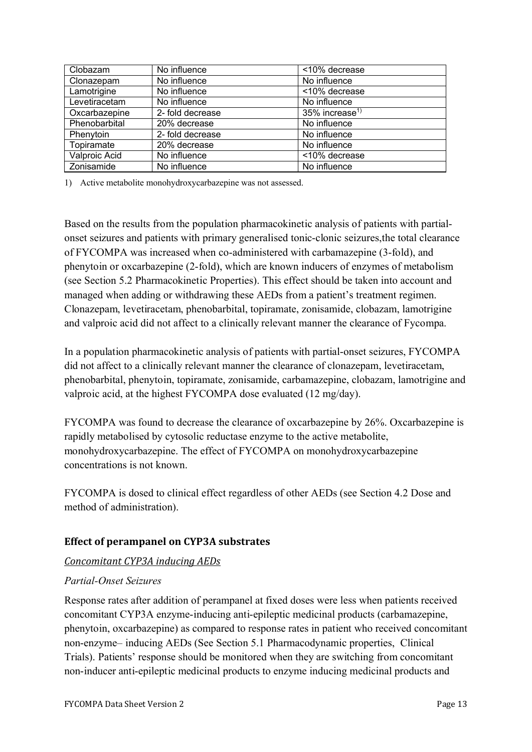| Clobazam | No influence | <10% decrease |
|---|---|---|
| Clonazepam | No influence | No influence |
| Lamotrigine | No influence | <10% decrease |
| Levetiracetam | No influence | No influence |
| Oxcarbazepine | 2- fold decrease | 35% increase[1)] |
| Phenobarbital | 20% decrease | No influence |
| Phenytoin | 2- fold decrease | No influence |
| Topiramate | 20% decrease | No influence |
| Valproic Acid | No influence | <10% decrease |
| Zonisamide | No influence | No influence |

1) Active metabolite monohydroxycarbazepine was not assessed.

Based on the results from the population pharmacokinetic analysis of patients with partial-onset seizures and patients with primary generalised tonic-clonic seizures,the total clearance of FYCOMPA was increased when co-administered with carbamazepine (3-fold), and phenytoin or oxcarbazepine (2-fold), which are known inducers of enzymes of metabolism (see Section 5.2 Pharmacokinetic Properties). This effect should be taken into account and managed when adding or withdrawing these AEDs from a patient's treatment regimen. Clonazepam, levetiracetam, phenobarbital, topiramate, zonisamide, clobazam, lamotrigine and valproic acid did not affect to a clinically relevant manner the clearance of Fycompa.

In a population pharmacokinetic analysis of patients with partial-onset seizures, FYCOMPA did not affect to a clinically relevant manner the clearance of clonazepam, levetiracetam, phenobarbital, phenytoin, topiramate, zonisamide, carbamazepine, clobazam, lamotrigine and valproic acid, at the highest FYCOMPA dose evaluated (12 mg/day).

FYCOMPA was found to decrease the clearance of oxcarbazepine by 26%. Oxcarbazepine is rapidly metabolised by cytosolic reductase enzyme to the active metabolite, monohydroxycarbazepine. The effect of FYCOMPA on monohydroxycarbazepine concentrations is not known.

FYCOMPA is dosed to clinical effect regardless of other AEDs (see Section 4.2 Dose and method of administration).

### Effect of perampanel on CYP3A substrates

*Concomitant CYP3A inducing AEDs*

*Partial-Onset Seizures*

Response rates after addition of perampanel at fixed doses were less when patients received concomitant CYP3A enzyme-inducing anti-epileptic medicinal products (carbamazepine, phenytoin, oxcarbazepine) as compared to response rates in patient who received concomitant non-enzyme– inducing AEDs (See Section 5.1 Pharmacodynamic properties, Clinical Trials). Patients' response should be monitored when they are switching from concomitant non-inducer anti-epileptic medicinal products to enzyme inducing medicinal products and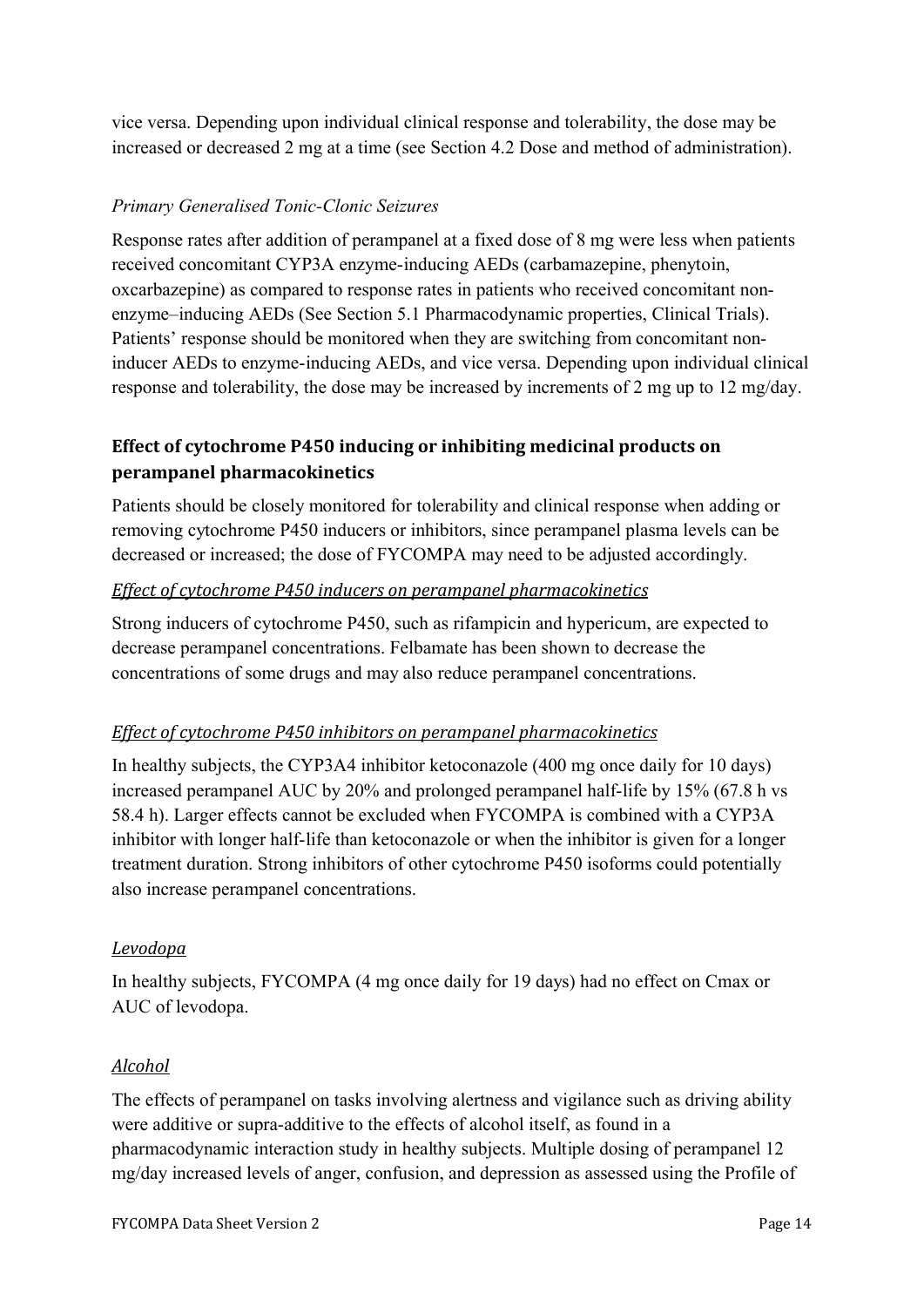vice versa. Depending upon individual clinical response and tolerability, the dose may be increased or decreased 2 mg at a time (see Section 4.2 Dose and method of administration).

*Primary Generalised Tonic-Clonic Seizures*

Response rates after addition of perampanel at a fixed dose of 8 mg were less when patients received concomitant CYP3A enzyme-inducing AEDs (carbamazepine, phenytoin, oxcarbazepine) as compared to response rates in patients who received concomitant non-enzyme–inducing AEDs (See Section 5.1 Pharmacodynamic properties, Clinical Trials). Patients' response should be monitored when they are switching from concomitant non-inducer AEDs to enzyme-inducing AEDs, and vice versa. Depending upon individual clinical response and tolerability, the dose may be increased by increments of 2 mg up to 12 mg/day.

### Effect of cytochrome P450 inducing or inhibiting medicinal products on perampanel pharmacokinetics

Patients should be closely monitored for tolerability and clinical response when adding or removing cytochrome P450 inducers or inhibitors, since perampanel plasma levels can be decreased or increased; the dose of FYCOMPA may need to be adjusted accordingly.

*Effect of cytochrome P450 inducers on perampanel pharmacokinetics*

Strong inducers of cytochrome P450, such as rifampicin and hypericum, are expected to decrease perampanel concentrations. Felbamate has been shown to decrease the concentrations of some drugs and may also reduce perampanel concentrations.

*Effect of cytochrome P450 inhibitors on perampanel pharmacokinetics*

In healthy subjects, the CYP3A4 inhibitor ketoconazole (400 mg once daily for 10 days) increased perampanel AUC by 20% and prolonged perampanel half-life by 15% (67.8 h vs 58.4 h). Larger effects cannot be excluded when FYCOMPA is combined with a CYP3A inhibitor with longer half-life than ketoconazole or when the inhibitor is given for a longer treatment duration. Strong inhibitors of other cytochrome P450 isoforms could potentially also increase perampanel concentrations.

*Levodopa*

In healthy subjects, FYCOMPA (4 mg once daily for 19 days) had no effect on Cmax or AUC of levodopa.

*Alcohol*

The effects of perampanel on tasks involving alertness and vigilance such as driving ability were additive or supra-additive to the effects of alcohol itself, as found in a pharmacodynamic interaction study in healthy subjects. Multiple dosing of perampanel 12 mg/day increased levels of anger, confusion, and depression as assessed using the Profile of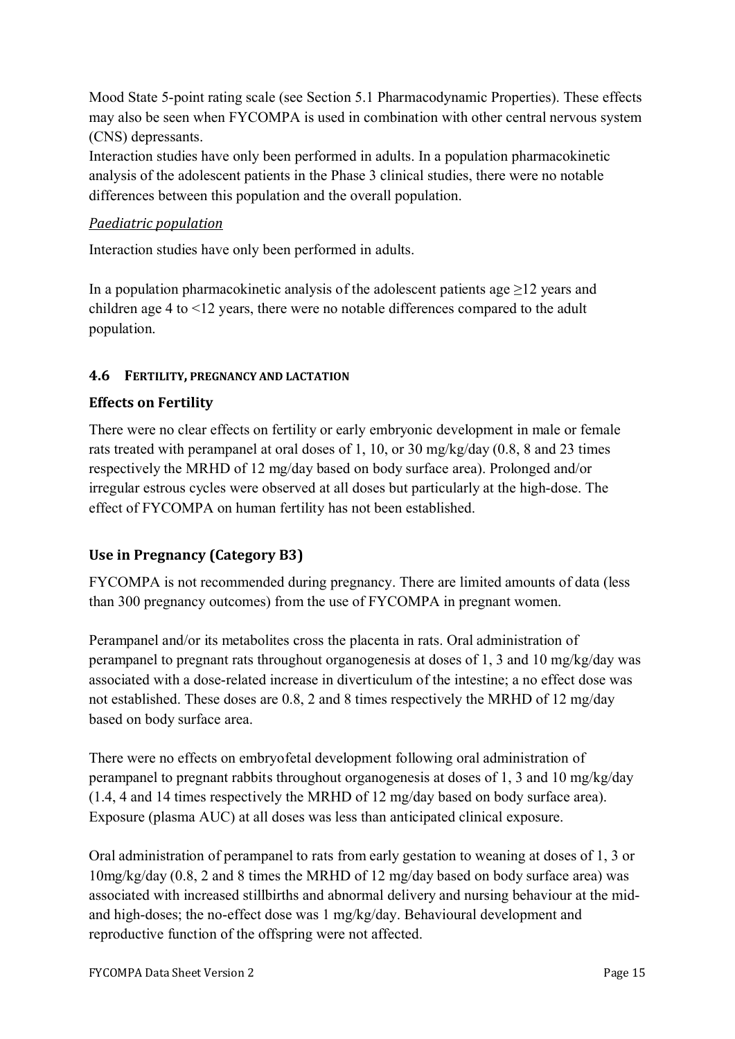Mood State 5-point rating scale (see Section 5.1 Pharmacodynamic Properties). These effects may also be seen when FYCOMPA is used in combination with other central nervous system (CNS) depressants.
Interaction studies have only been performed in adults. In a population pharmacokinetic analysis of the adolescent patients in the Phase 3 clinical studies, there were no notable differences between this population and the overall population.

*Paediatric population*

Interaction studies have only been performed in adults.

In a population pharmacokinetic analysis of the adolescent patients age ≥12 years and children age 4 to <12 years, there were no notable differences compared to the adult population.

### 4.6 FERTILITY, PREGNANCY AND LACTATION

### Effects on Fertility

There were no clear effects on fertility or early embryonic development in male or female rats treated with perampanel at oral doses of 1, 10, or 30 mg/kg/day (0.8, 8 and 23 times respectively the MRHD of 12 mg/day based on body surface area). Prolonged and/or irregular estrous cycles were observed at all doses but particularly at the high-dose. The effect of FYCOMPA on human fertility has not been established.

### Use in Pregnancy (Category B3)

FYCOMPA is not recommended during pregnancy. There are limited amounts of data (less than 300 pregnancy outcomes) from the use of FYCOMPA in pregnant women.

Perampanel and/or its metabolites cross the placenta in rats. Oral administration of perampanel to pregnant rats throughout organogenesis at doses of 1, 3 and 10 mg/kg/day was associated with a dose-related increase in diverticulum of the intestine; a no effect dose was not established. These doses are 0.8, 2 and 8 times respectively the MRHD of 12 mg/day based on body surface area.

There were no effects on embryofetal development following oral administration of perampanel to pregnant rabbits throughout organogenesis at doses of 1, 3 and 10 mg/kg/day (1.4, 4 and 14 times respectively the MRHD of 12 mg/day based on body surface area). Exposure (plasma AUC) at all doses was less than anticipated clinical exposure.

Oral administration of perampanel to rats from early gestation to weaning at doses of 1, 3 or 10mg/kg/day (0.8, 2 and 8 times the MRHD of 12 mg/day based on body surface area) was associated with increased stillbirths and abnormal delivery and nursing behaviour at the mid- and high-doses; the no-effect dose was 1 mg/kg/day. Behavioural development and reproductive function of the offspring were not affected.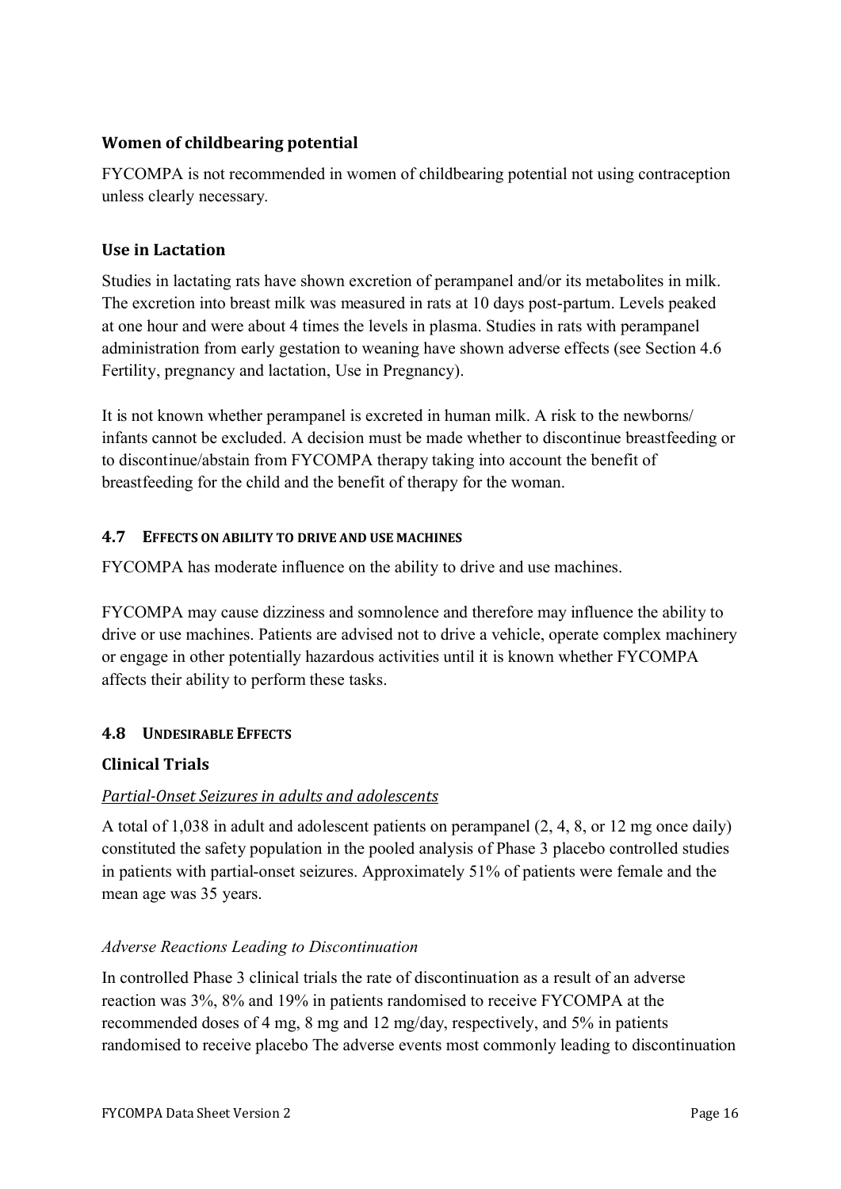### Women of childbearing potential

FYCOMPA is not recommended in women of childbearing potential not using contraception unless clearly necessary.

### Use in Lactation

Studies in lactating rats have shown excretion of perampanel and/or its metabolites in milk. The excretion into breast milk was measured in rats at 10 days post-partum. Levels peaked at one hour and were about 4 times the levels in plasma. Studies in rats with perampanel administration from early gestation to weaning have shown adverse effects (see Section 4.6 Fertility, pregnancy and lactation, Use in Pregnancy).

It is not known whether perampanel is excreted in human milk. A risk to the newborns/ infants cannot be excluded. A decision must be made whether to discontinue breastfeeding or to discontinue/abstain from FYCOMPA therapy taking into account the benefit of breastfeeding for the child and the benefit of therapy for the woman.

## 4.7 Effects on ability to drive and use machines

FYCOMPA has moderate influence on the ability to drive and use machines.

FYCOMPA may cause dizziness and somnolence and therefore may influence the ability to drive or use machines. Patients are advised not to drive a vehicle, operate complex machinery or engage in other potentially hazardous activities until it is known whether FYCOMPA affects their ability to perform these tasks.

## 4.8 Undesirable Effects

### Clinical Trials

#### *Partial-Onset Seizures in adults and adolescents*

A total of 1,038 in adult and adolescent patients on perampanel (2, 4, 8, or 12 mg once daily) constituted the safety population in the pooled analysis of Phase 3 placebo controlled studies in patients with partial-onset seizures. Approximately 51% of patients were female and the mean age was 35 years.

*Adverse Reactions Leading to Discontinuation*

In controlled Phase 3 clinical trials the rate of discontinuation as a result of an adverse reaction was 3%, 8% and 19% in patients randomised to receive FYCOMPA at the recommended doses of 4 mg, 8 mg and 12 mg/day, respectively, and 5% in patients randomised to receive placebo The adverse events most commonly leading to discontinuation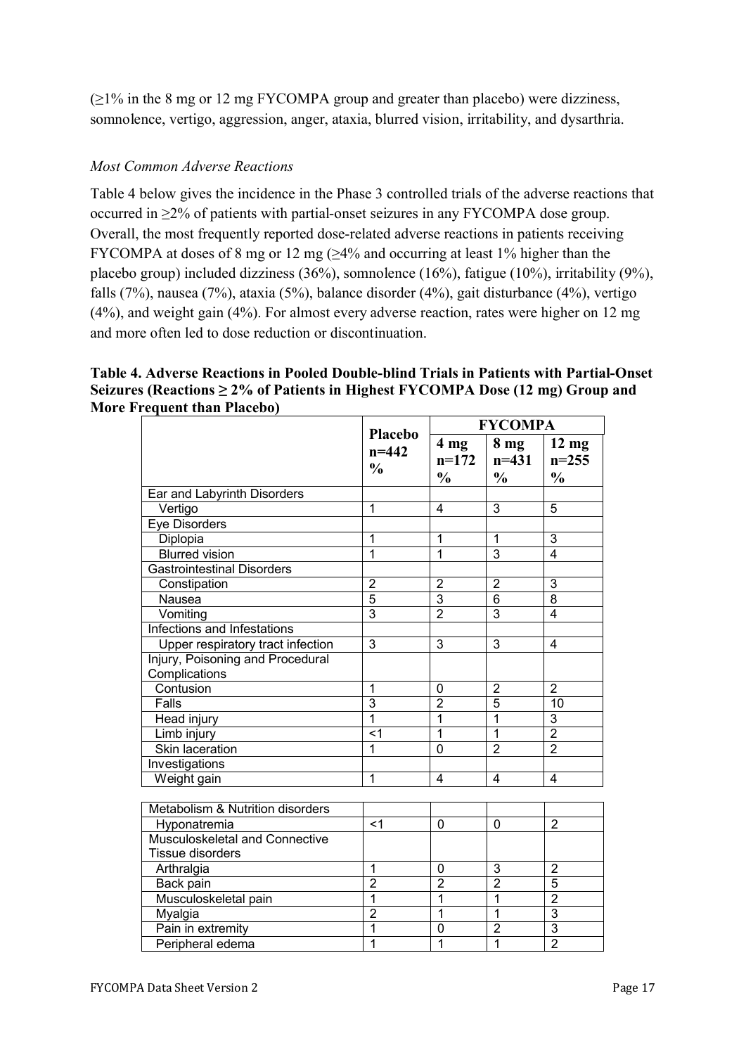(≥1% in the 8 mg or 12 mg FYCOMPA group and greater than placebo) were dizziness, somnolence, vertigo, aggression, anger, ataxia, blurred vision, irritability, and dysarthria.

*Most Common Adverse Reactions*

Table 4 below gives the incidence in the Phase 3 controlled trials of the adverse reactions that occurred in ≥2% of patients with partial-onset seizures in any FYCOMPA dose group. Overall, the most frequently reported dose-related adverse reactions in patients receiving FYCOMPA at doses of 8 mg or 12 mg (≥4% and occurring at least 1% higher than the placebo group) included dizziness (36%), somnolence (16%), fatigue (10%), irritability (9%), falls (7%), nausea (7%), ataxia (5%), balance disorder (4%), gait disturbance (4%), vertigo (4%), and weight gain (4%). For almost every adverse reaction, rates were higher on 12 mg and more often led to dose reduction or discontinuation.

**Table 4. Adverse Reactions in Pooled Double-blind Trials in Patients with Partial-Onset Seizures (Reactions ≥ 2% of Patients in Highest FYCOMPA Dose (12 mg) Group and More Frequent than Placebo)**

| | Placebo n=442 % | FYCOMPA | | |
|---|---|---|---|---|
| | | 4 mg n=172 % | 8 mg n=431 % | 12 mg n=255 % |
| Ear and Labyrinth Disorders | | | | |
| Vertigo | 1 | 4 | 3 | 5 |
| Eye Disorders | | | | |
| Diplopia | 1 | 1 | 1 | 3 |
| Blurred vision | 1 | 1 | 3 | 4 |
| Gastrointestinal Disorders | | | | |
| Constipation | 2 | 2 | 2 | 3 |
| Nausea | 5 | 3 | 6 | 8 |
| Vomiting | 3 | 2 | 3 | 4 |
| Infections and Infestations | | | | |
| Upper respiratory tract infection | 3 | 3 | 3 | 4 |
| Injury, Poisoning and Procedural Complications | | | | |
| Contusion | 1 | 0 | 2 | 2 |
| Falls | 3 | 2 | 5 | 10 |
| Head injury | 1 | 1 | 1 | 3 |
| Limb injury | <1 | 1 | 1 | 2 |
| Skin laceration | 1 | 0 | 2 | 2 |
| Investigations | | | | |
| Weight gain | 1 | 4 | 4 | 4 |
| Metabolism & Nutrition disorders | | | | |
| Hyponatremia | <1 | 0 | 0 | 2 |
| Musculoskeletal and Connective Tissue disorders | | | | |
| Arthralgia | 1 | 0 | 3 | 2 |
| Back pain | 2 | 2 | 2 | 5 |
| Musculoskeletal pain | 1 | 1 | 1 | 2 |
| Myalgia | 2 | 1 | 1 | 3 |
| Pain in extremity | 1 | 0 | 2 | 3 |
| Peripheral edema | 1 | 1 | 1 | 2 |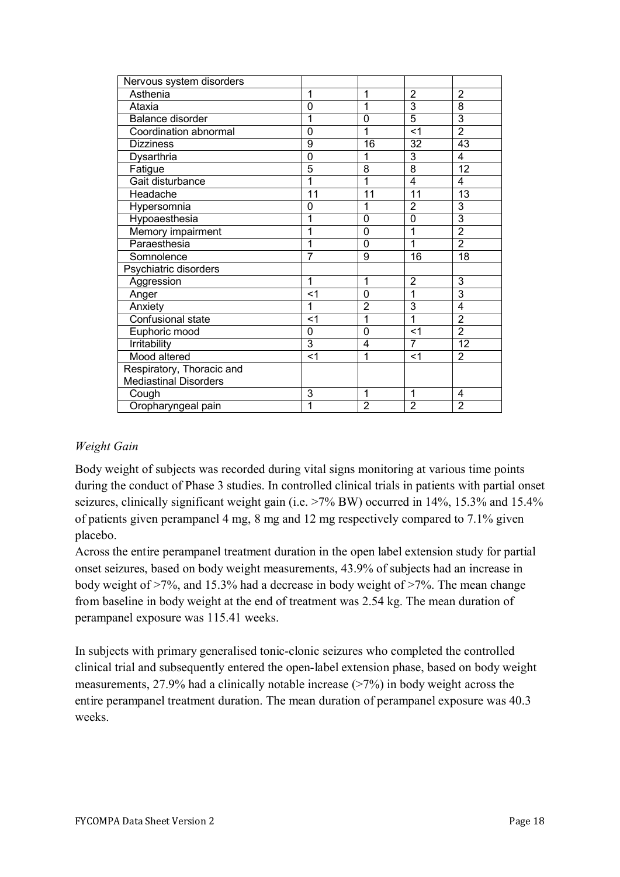| Nervous system disorders | | | | |
|---|---|---|---|---|
| Asthenia | 1 | 1 | 2 | 2 |
| Ataxia | 0 | 1 | 3 | 8 |
| Balance disorder | 1 | 0 | 5 | 3 |
| Coordination abnormal | 0 | 1 | <1 | 2 |
| Dizziness | 9 | 16 | 32 | 43 |
| Dysarthria | 0 | 1 | 3 | 4 |
| Fatigue | 5 | 8 | 8 | 12 |
| Gait disturbance | 1 | 1 | 4 | 4 |
| Headache | 11 | 11 | 11 | 13 |
| Hypersomnia | 0 | 1 | 2 | 3 |
| Hypoaesthesia | 1 | 0 | 0 | 3 |
| Memory impairment | 1 | 0 | 1 | 2 |
| Paraesthesia | 1 | 0 | 1 | 2 |
| Somnolence | 7 | 9 | 16 | 18 |
| Psychiatric disorders | | | | |
| Aggression | 1 | 1 | 2 | 3 |
| Anger | <1 | 0 | 1 | 3 |
| Anxiety | 1 | 2 | 3 | 4 |
| Confusional state | <1 | 1 | 1 | 2 |
| Euphoric mood | 0 | 0 | <1 | 2 |
| Irritability | 3 | 4 | 7 | 12 |
| Mood altered | <1 | 1 | <1 | 2 |
| Respiratory, Thoracic and Mediastinal Disorders | | | | |
| Cough | 3 | 1 | 1 | 4 |
| Oropharyngeal pain | 1 | 2 | 2 | 2 |

*Weight Gain*

Body weight of subjects was recorded during vital signs monitoring at various time points during the conduct of Phase 3 studies. In controlled clinical trials in patients with partial onset seizures, clinically significant weight gain (i.e. >7% BW) occurred in 14%, 15.3% and 15.4% of patients given perampanel 4 mg, 8 mg and 12 mg respectively compared to 7.1% given placebo.

Across the entire perampanel treatment duration in the open label extension study for partial onset seizures, based on body weight measurements, 43.9% of subjects had an increase in body weight of >7%, and 15.3% had a decrease in body weight of >7%. The mean change from baseline in body weight at the end of treatment was 2.54 kg. The mean duration of perampanel exposure was 115.41 weeks.

In subjects with primary generalised tonic-clonic seizures who completed the controlled clinical trial and subsequently entered the open-label extension phase, based on body weight measurements, 27.9% had a clinically notable increase (>7%) in body weight across the entire perampanel treatment duration. The mean duration of perampanel exposure was 40.3 weeks.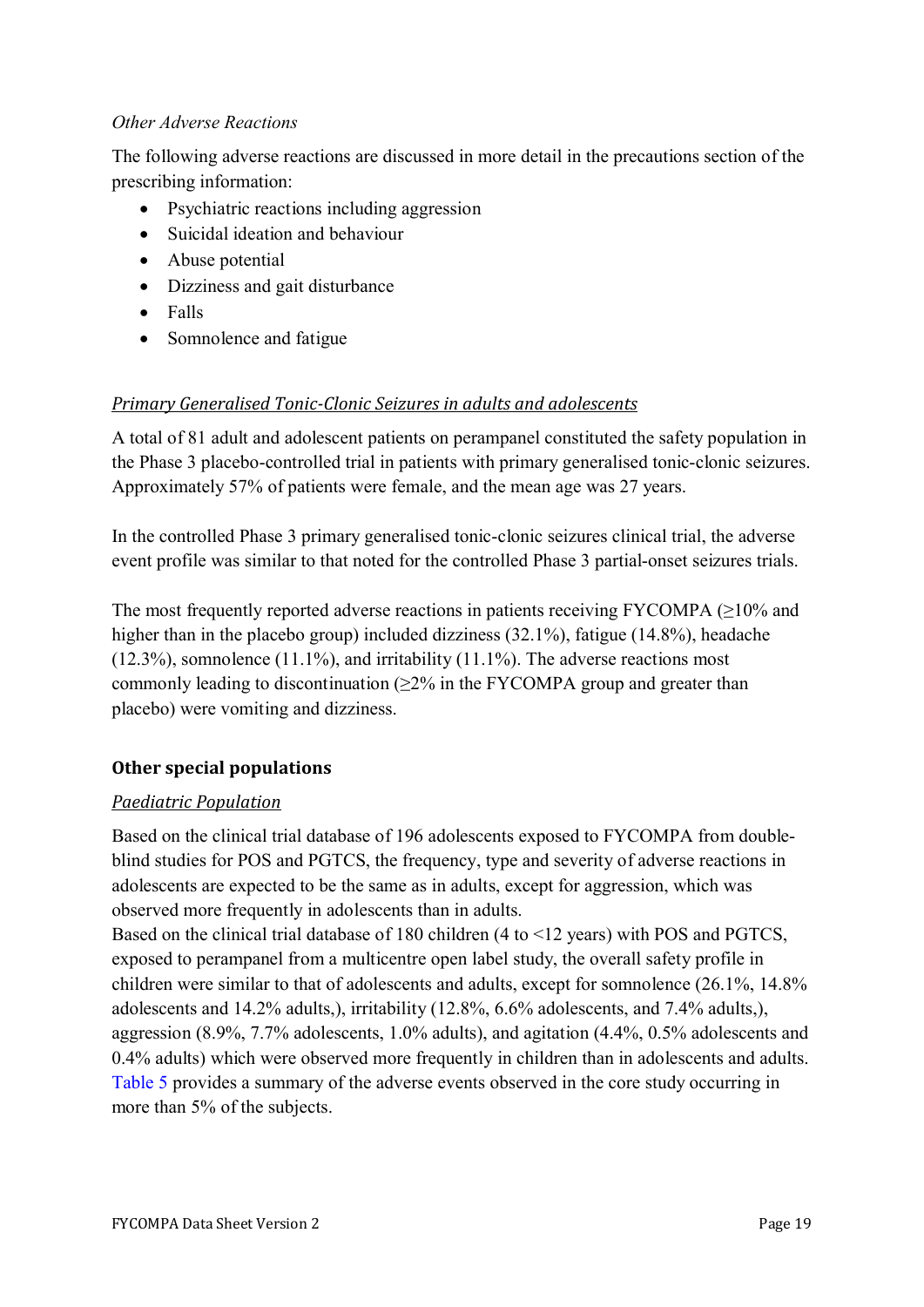*Other Adverse Reactions*

The following adverse reactions are discussed in more detail in the precautions section of the prescribing information:

- Psychiatric reactions including aggression
- Suicidal ideation and behaviour
- Abuse potential
- Dizziness and gait disturbance
- Falls
- Somnolence and fatigue

*Primary Generalised Tonic-Clonic Seizures in adults and adolescents*

A total of 81 adult and adolescent patients on perampanel constituted the safety population in the Phase 3 placebo-controlled trial in patients with primary generalised tonic-clonic seizures. Approximately 57% of patients were female, and the mean age was 27 years.

In the controlled Phase 3 primary generalised tonic-clonic seizures clinical trial, the adverse event profile was similar to that noted for the controlled Phase 3 partial-onset seizures trials.

The most frequently reported adverse reactions in patients receiving FYCOMPA (≥10% and higher than in the placebo group) included dizziness (32.1%), fatigue (14.8%), headache (12.3%), somnolence (11.1%), and irritability (11.1%). The adverse reactions most commonly leading to discontinuation (≥2% in the FYCOMPA group and greater than placebo) were vomiting and dizziness.

## Other special populations

*Paediatric Population*

Based on the clinical trial database of 196 adolescents exposed to FYCOMPA from double-blind studies for POS and PGTCS, the frequency, type and severity of adverse reactions in adolescents are expected to be the same as in adults, except for aggression, which was observed more frequently in adolescents than in adults.
Based on the clinical trial database of 180 children (4 to <12 years) with POS and PGTCS, exposed to perampanel from a multicentre open label study, the overall safety profile in children were similar to that of adolescents and adults, except for somnolence (26.1%, 14.8% adolescents and 14.2% adults,), irritability (12.8%, 6.6% adolescents, and 7.4% adults,), aggression (8.9%, 7.7% adolescents, 1.0% adults), and agitation (4.4%, 0.5% adolescents and 0.4% adults) which were observed more frequently in children than in adolescents and adults. Table 5 provides a summary of the adverse events observed in the core study occurring in more than 5% of the subjects.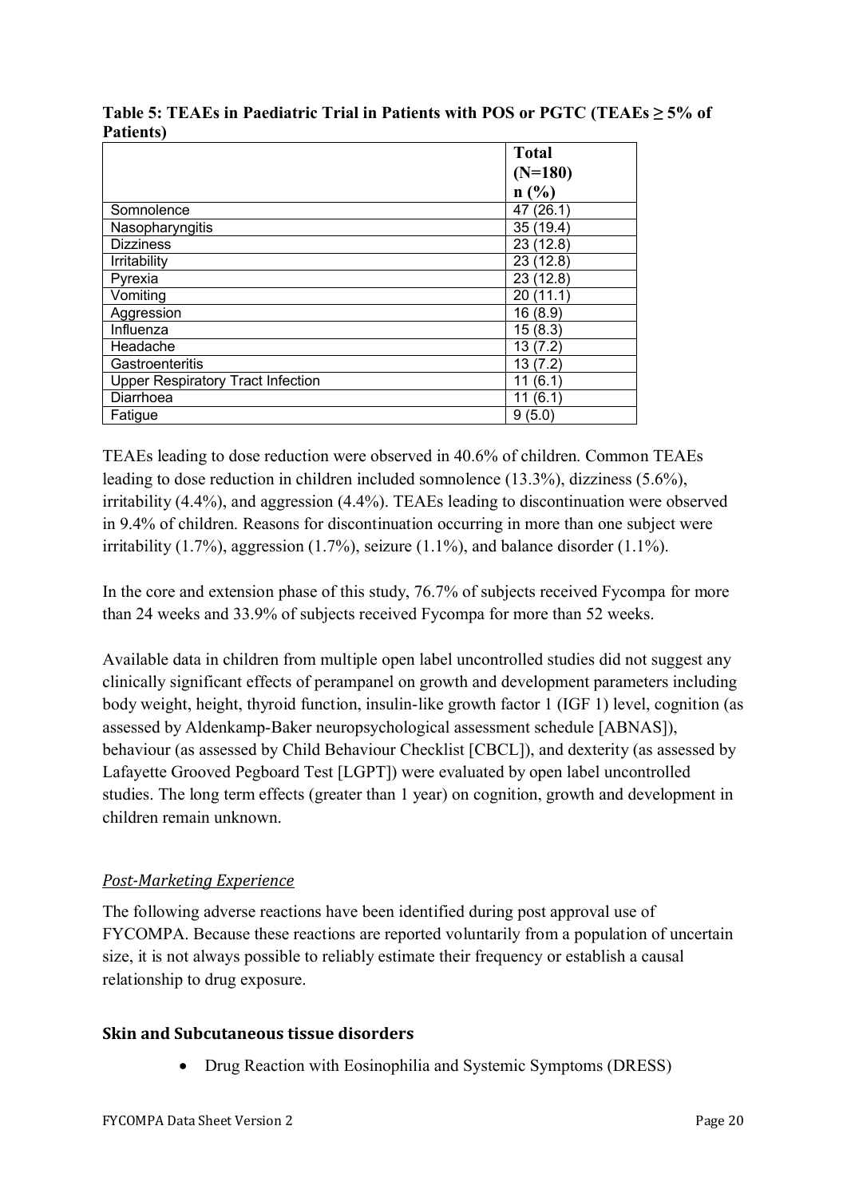**Table 5: TEAEs in Paediatric Trial in Patients with POS or PGTC (TEAEs ≥ 5% of Patients)**

| | Total (N=180) n (%) |
|---|---|
| Somnolence | 47 (26.1) |
| Nasopharyngitis | 35 (19.4) |
| Dizziness | 23 (12.8) |
| Irritability | 23 (12.8) |
| Pyrexia | 23 (12.8) |
| Vomiting | 20 (11.1) |
| Aggression | 16 (8.9) |
| Influenza | 15 (8.3) |
| Headache | 13 (7.2) |
| Gastroenteritis | 13 (7.2) |
| Upper Respiratory Tract Infection | 11 (6.1) |
| Diarrhoea | 11 (6.1) |
| Fatigue | 9 (5.0) |

TEAEs leading to dose reduction were observed in 40.6% of children. Common TEAEs leading to dose reduction in children included somnolence (13.3%), dizziness (5.6%), irritability (4.4%), and aggression (4.4%). TEAEs leading to discontinuation were observed in 9.4% of children. Reasons for discontinuation occurring in more than one subject were irritability (1.7%), aggression (1.7%), seizure (1.1%), and balance disorder (1.1%).

In the core and extension phase of this study, 76.7% of subjects received Fycompa for more than 24 weeks and 33.9% of subjects received Fycompa for more than 52 weeks.

Available data in children from multiple open label uncontrolled studies did not suggest any clinically significant effects of perampanel on growth and development parameters including body weight, height, thyroid function, insulin-like growth factor 1 (IGF 1) level, cognition (as assessed by Aldenkamp-Baker neuropsychological assessment schedule [ABNAS]), behaviour (as assessed by Child Behaviour Checklist [CBCL]), and dexterity (as assessed by Lafayette Grooved Pegboard Test [LGPT]) were evaluated by open label uncontrolled studies. The long term effects (greater than 1 year) on cognition, growth and development in children remain unknown.

*Post-Marketing Experience*

The following adverse reactions have been identified during post approval use of FYCOMPA. Because these reactions are reported voluntarily from a population of uncertain size, it is not always possible to reliably estimate their frequency or establish a causal relationship to drug exposure.

**Skin and Subcutaneous tissue disorders**

- Drug Reaction with Eosinophilia and Systemic Symptoms (DRESS)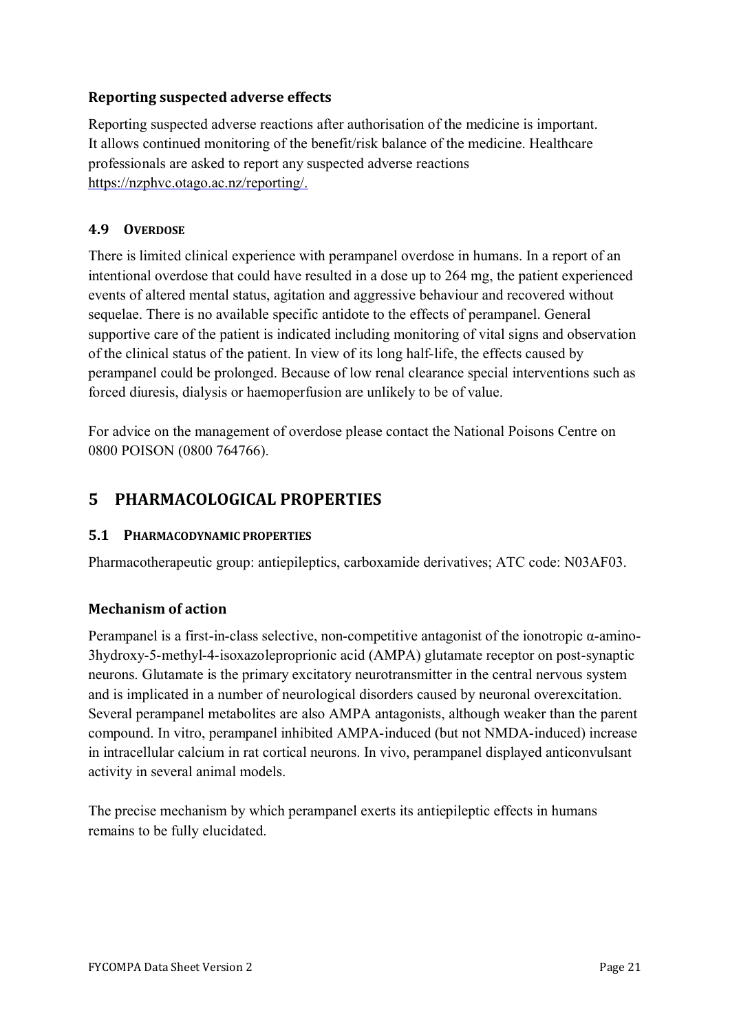### Reporting suspected adverse effects

Reporting suspected adverse reactions after authorisation of the medicine is important. It allows continued monitoring of the benefit/risk balance of the medicine. Healthcare professionals are asked to report any suspected adverse reactions https://nzphvc.otago.ac.nz/reporting/.

### 4.9 Overdose

There is limited clinical experience with perampanel overdose in humans. In a report of an intentional overdose that could have resulted in a dose up to 264 mg, the patient experienced events of altered mental status, agitation and aggressive behaviour and recovered without sequelae. There is no available specific antidote to the effects of perampanel. General supportive care of the patient is indicated including monitoring of vital signs and observation of the clinical status of the patient. In view of its long half-life, the effects caused by perampanel could be prolonged. Because of low renal clearance special interventions such as forced diuresis, dialysis or haemoperfusion are unlikely to be of value.

For advice on the management of overdose please contact the National Poisons Centre on 0800 POISON (0800 764766).

## 5 PHARMACOLOGICAL PROPERTIES

### 5.1 Pharmacodynamic properties

Pharmacotherapeutic group: antiepileptics, carboxamide derivatives; ATC code: N03AF03.

### Mechanism of action

Perampanel is a first-in-class selective, non-competitive antagonist of the ionotropic α-amino-3hydroxy-5-methyl-4-isoxazoleproprionic acid (AMPA) glutamate receptor on post-synaptic neurons. Glutamate is the primary excitatory neurotransmitter in the central nervous system and is implicated in a number of neurological disorders caused by neuronal overexcitation. Several perampanel metabolites are also AMPA antagonists, although weaker than the parent compound. In vitro, perampanel inhibited AMPA-induced (but not NMDA-induced) increase in intracellular calcium in rat cortical neurons. In vivo, perampanel displayed anticonvulsant activity in several animal models.

The precise mechanism by which perampanel exerts its antiepileptic effects in humans remains to be fully elucidated.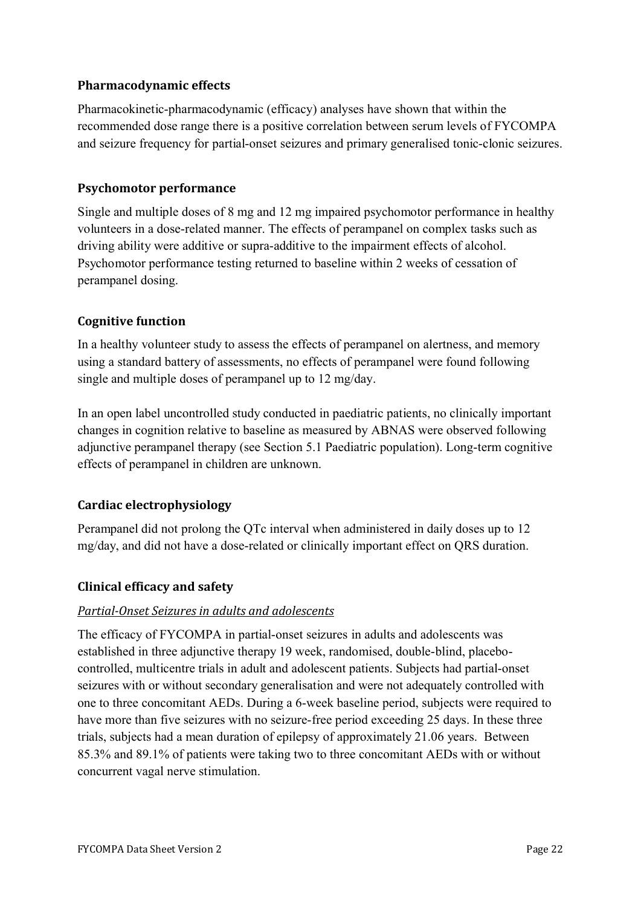### Pharmacodynamic effects

Pharmacokinetic-pharmacodynamic (efficacy) analyses have shown that within the recommended dose range there is a positive correlation between serum levels of FYCOMPA and seizure frequency for partial-onset seizures and primary generalised tonic-clonic seizures.

### Psychomotor performance

Single and multiple doses of 8 mg and 12 mg impaired psychomotor performance in healthy volunteers in a dose-related manner. The effects of perampanel on complex tasks such as driving ability were additive or supra-additive to the impairment effects of alcohol. Psychomotor performance testing returned to baseline within 2 weeks of cessation of perampanel dosing.

### Cognitive function

In a healthy volunteer study to assess the effects of perampanel on alertness, and memory using a standard battery of assessments, no effects of perampanel were found following single and multiple doses of perampanel up to 12 mg/day.

In an open label uncontrolled study conducted in paediatric patients, no clinically important changes in cognition relative to baseline as measured by ABNAS were observed following adjunctive perampanel therapy (see Section 5.1 Paediatric population). Long-term cognitive effects of perampanel in children are unknown.

### Cardiac electrophysiology

Perampanel did not prolong the QTc interval when administered in daily doses up to 12 mg/day, and did not have a dose-related or clinically important effect on QRS duration.

### Clinical efficacy and safety

*Partial-Onset Seizures in adults and adolescents*

The efficacy of FYCOMPA in partial-onset seizures in adults and adolescents was established in three adjunctive therapy 19 week, randomised, double-blind, placebo-controlled, multicentre trials in adult and adolescent patients. Subjects had partial-onset seizures with or without secondary generalisation and were not adequately controlled with one to three concomitant AEDs. During a 6-week baseline period, subjects were required to have more than five seizures with no seizure-free period exceeding 25 days. In these three trials, subjects had a mean duration of epilepsy of approximately 21.06 years. Between 85.3% and 89.1% of patients were taking two to three concomitant AEDs with or without concurrent vagal nerve stimulation.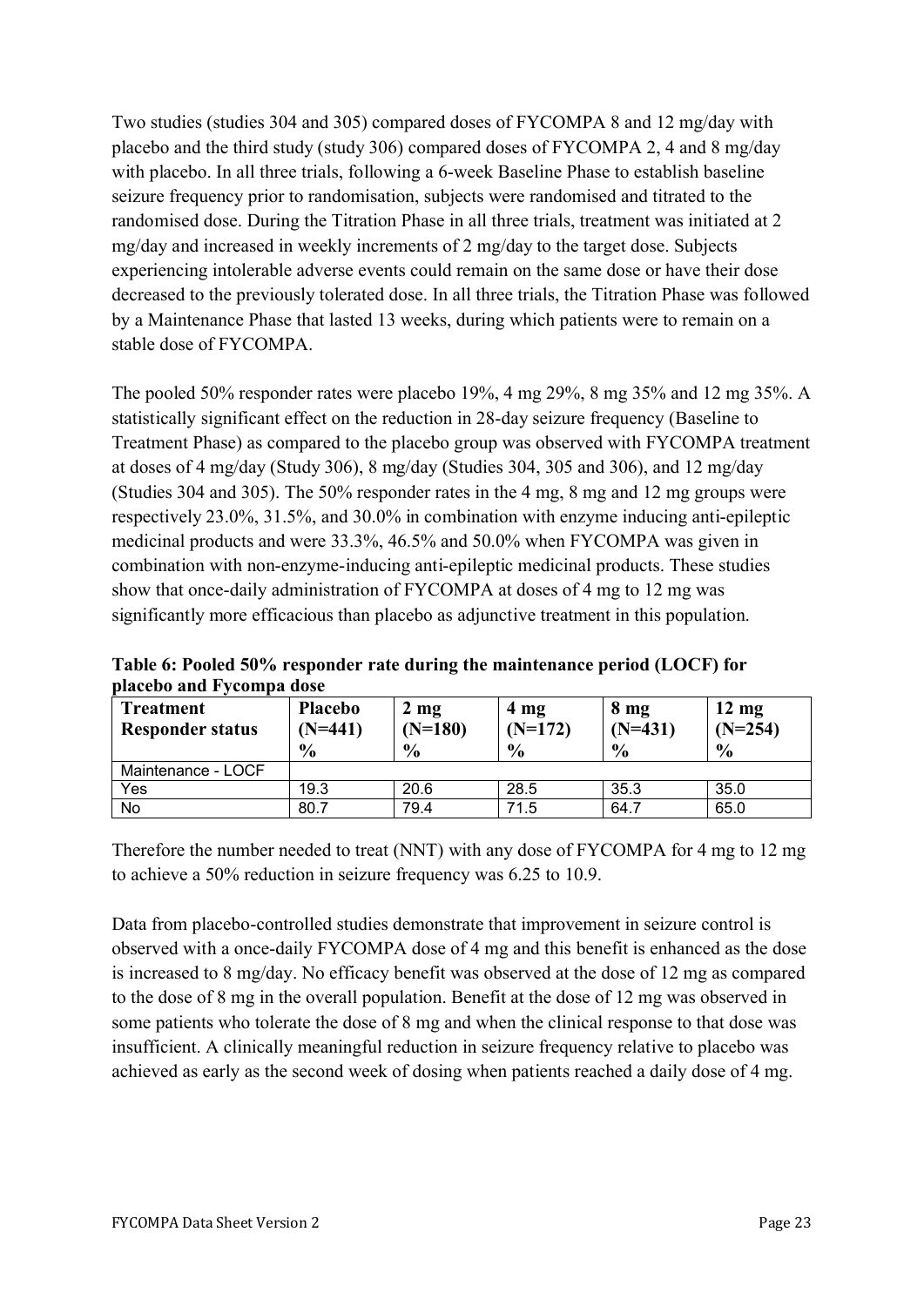Two studies (studies 304 and 305) compared doses of FYCOMPA 8 and 12 mg/day with placebo and the third study (study 306) compared doses of FYCOMPA 2, 4 and 8 mg/day with placebo. In all three trials, following a 6-week Baseline Phase to establish baseline seizure frequency prior to randomisation, subjects were randomised and titrated to the randomised dose. During the Titration Phase in all three trials, treatment was initiated at 2 mg/day and increased in weekly increments of 2 mg/day to the target dose. Subjects experiencing intolerable adverse events could remain on the same dose or have their dose decreased to the previously tolerated dose. In all three trials, the Titration Phase was followed by a Maintenance Phase that lasted 13 weeks, during which patients were to remain on a stable dose of FYCOMPA.

The pooled 50% responder rates were placebo 19%, 4 mg 29%, 8 mg 35% and 12 mg 35%. A statistically significant effect on the reduction in 28-day seizure frequency (Baseline to Treatment Phase) as compared to the placebo group was observed with FYCOMPA treatment at doses of 4 mg/day (Study 306), 8 mg/day (Studies 304, 305 and 306), and 12 mg/day (Studies 304 and 305). The 50% responder rates in the 4 mg, 8 mg and 12 mg groups were respectively 23.0%, 31.5%, and 30.0% in combination with enzyme inducing anti-epileptic medicinal products and were 33.3%, 46.5% and 50.0% when FYCOMPA was given in combination with non-enzyme-inducing anti-epileptic medicinal products. These studies show that once-daily administration of FYCOMPA at doses of 4 mg to 12 mg was significantly more efficacious than placebo as adjunctive treatment in this population.

**Table 6: Pooled 50% responder rate during the maintenance period (LOCF) for placebo and Fycompa dose**

| Treatment Responder status | Placebo (N=441) % | 2 mg (N=180) % | 4 mg (N=172) % | 8 mg (N=431) % | 12 mg (N=254) % |
|---|---|---|---|---|---|
| Maintenance - LOCF | | | | | |
| Yes | 19.3 | 20.6 | 28.5 | 35.3 | 35.0 |
| No | 80.7 | 79.4 | 71.5 | 64.7 | 65.0 |

Therefore the number needed to treat (NNT) with any dose of FYCOMPA for 4 mg to 12 mg to achieve a 50% reduction in seizure frequency was 6.25 to 10.9.

Data from placebo-controlled studies demonstrate that improvement in seizure control is observed with a once-daily FYCOMPA dose of 4 mg and this benefit is enhanced as the dose is increased to 8 mg/day. No efficacy benefit was observed at the dose of 12 mg as compared to the dose of 8 mg in the overall population. Benefit at the dose of 12 mg was observed in some patients who tolerate the dose of 8 mg and when the clinical response to that dose was insufficient. A clinically meaningful reduction in seizure frequency relative to placebo was achieved as early as the second week of dosing when patients reached a daily dose of 4 mg.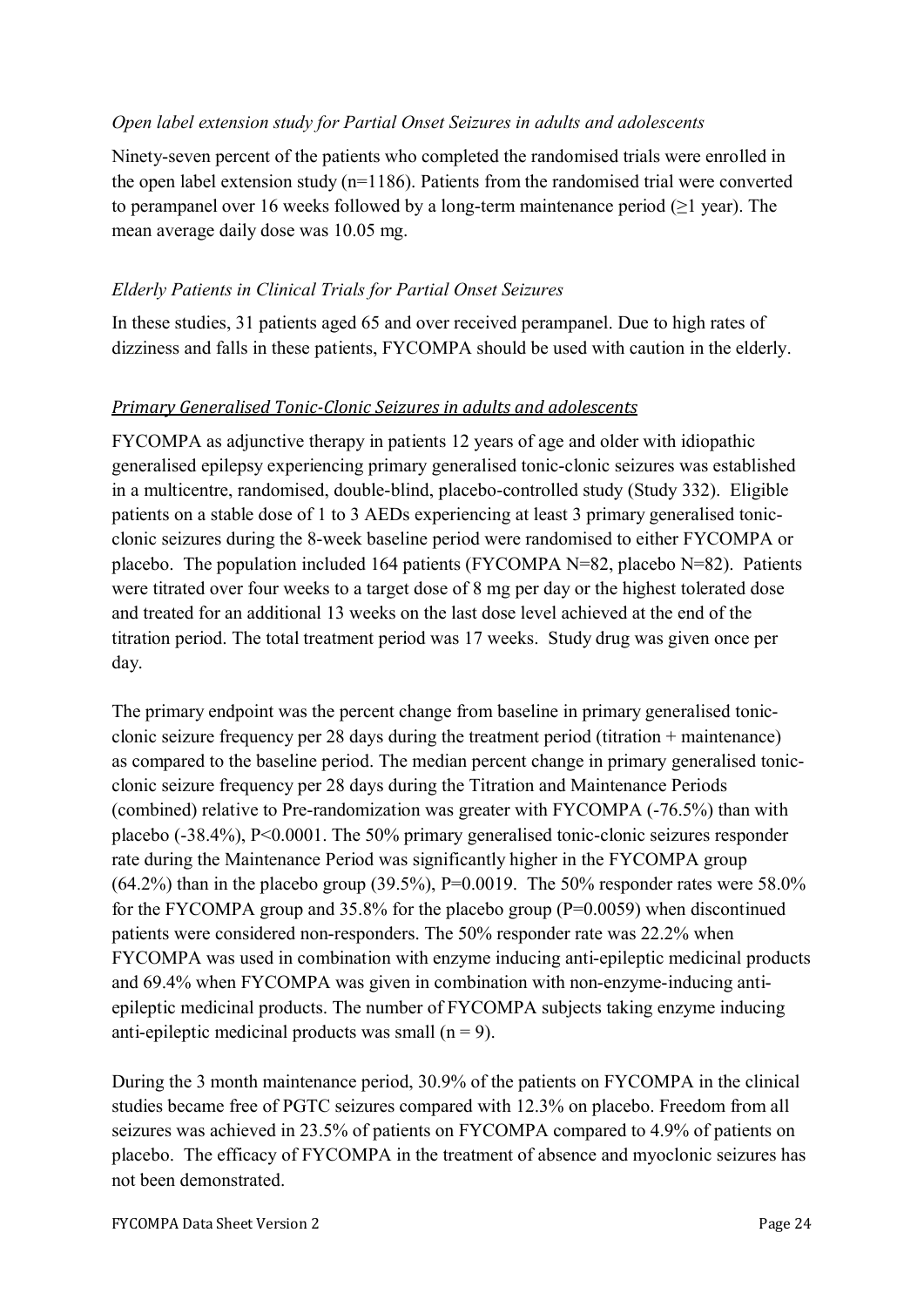*Open label extension study for Partial Onset Seizures in adults and adolescents*

Ninety-seven percent of the patients who completed the randomised trials were enrolled in the open label extension study (n=1186). Patients from the randomised trial were converted to perampanel over 16 weeks followed by a long-term maintenance period (≥1 year). The mean average daily dose was 10.05 mg.

*Elderly Patients in Clinical Trials for Partial Onset Seizures*

In these studies, 31 patients aged 65 and over received perampanel. Due to high rates of dizziness and falls in these patients, FYCOMPA should be used with caution in the elderly.

*Primary Generalised Tonic-Clonic Seizures in adults and adolescents*

FYCOMPA as adjunctive therapy in patients 12 years of age and older with idiopathic generalised epilepsy experiencing primary generalised tonic-clonic seizures was established in a multicentre, randomised, double-blind, placebo-controlled study (Study 332). Eligible patients on a stable dose of 1 to 3 AEDs experiencing at least 3 primary generalised tonic-clonic seizures during the 8-week baseline period were randomised to either FYCOMPA or placebo. The population included 164 patients (FYCOMPA N=82, placebo N=82). Patients were titrated over four weeks to a target dose of 8 mg per day or the highest tolerated dose and treated for an additional 13 weeks on the last dose level achieved at the end of the titration period. The total treatment period was 17 weeks. Study drug was given once per day.

The primary endpoint was the percent change from baseline in primary generalised tonic-clonic seizure frequency per 28 days during the treatment period (titration + maintenance) as compared to the baseline period. The median percent change in primary generalised tonic-clonic seizure frequency per 28 days during the Titration and Maintenance Periods (combined) relative to Pre-randomization was greater with FYCOMPA (-76.5%) than with placebo (-38.4%), P<0.0001. The 50% primary generalised tonic-clonic seizures responder rate during the Maintenance Period was significantly higher in the FYCOMPA group (64.2%) than in the placebo group (39.5%), P=0.0019. The 50% responder rates were 58.0% for the FYCOMPA group and 35.8% for the placebo group (P=0.0059) when discontinued patients were considered non-responders. The 50% responder rate was 22.2% when FYCOMPA was used in combination with enzyme inducing anti-epileptic medicinal products and 69.4% when FYCOMPA was given in combination with non-enzyme-inducing anti-epileptic medicinal products. The number of FYCOMPA subjects taking enzyme inducing anti-epileptic medicinal products was small (n = 9).

During the 3 month maintenance period, 30.9% of the patients on FYCOMPA in the clinical studies became free of PGTC seizures compared with 12.3% on placebo. Freedom from all seizures was achieved in 23.5% of patients on FYCOMPA compared to 4.9% of patients on placebo. The efficacy of FYCOMPA in the treatment of absence and myoclonic seizures has not been demonstrated.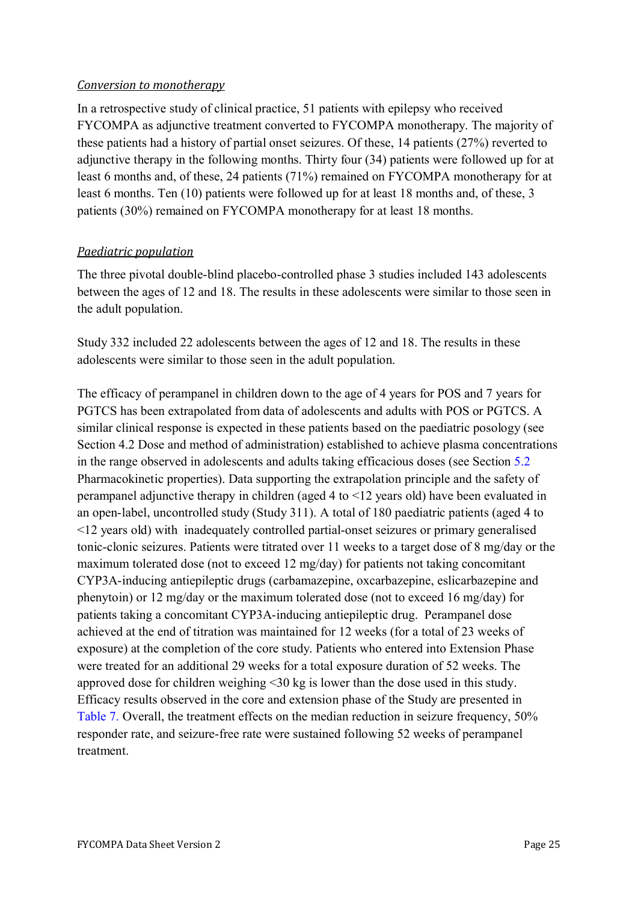*Conversion to monotherapy*

In a retrospective study of clinical practice, 51 patients with epilepsy who received FYCOMPA as adjunctive treatment converted to FYCOMPA monotherapy. The majority of these patients had a history of partial onset seizures. Of these, 14 patients (27%) reverted to adjunctive therapy in the following months. Thirty four (34) patients were followed up for at least 6 months and, of these, 24 patients (71%) remained on FYCOMPA monotherapy for at least 6 months. Ten (10) patients were followed up for at least 18 months and, of these, 3 patients (30%) remained on FYCOMPA monotherapy for at least 18 months.

*Paediatric population*

The three pivotal double-blind placebo-controlled phase 3 studies included 143 adolescents between the ages of 12 and 18. The results in these adolescents were similar to those seen in the adult population.

Study 332 included 22 adolescents between the ages of 12 and 18. The results in these adolescents were similar to those seen in the adult population.

The efficacy of perampanel in children down to the age of 4 years for POS and 7 years for PGTCS has been extrapolated from data of adolescents and adults with POS or PGTCS. A similar clinical response is expected in these patients based on the paediatric posology (see Section 4.2 Dose and method of administration) established to achieve plasma concentrations in the range observed in adolescents and adults taking efficacious doses (see Section 5.2 Pharmacokinetic properties). Data supporting the extrapolation principle and the safety of perampanel adjunctive therapy in children (aged 4 to <12 years old) have been evaluated in an open-label, uncontrolled study (Study 311). A total of 180 paediatric patients (aged 4 to <12 years old) with inadequately controlled partial-onset seizures or primary generalised tonic-clonic seizures. Patients were titrated over 11 weeks to a target dose of 8 mg/day or the maximum tolerated dose (not to exceed 12 mg/day) for patients not taking concomitant CYP3A-inducing antiepileptic drugs (carbamazepine, oxcarbazepine, eslicarbazepine and phenytoin) or 12 mg/day or the maximum tolerated dose (not to exceed 16 mg/day) for patients taking a concomitant CYP3A-inducing antiepileptic drug. Perampanel dose achieved at the end of titration was maintained for 12 weeks (for a total of 23 weeks of exposure) at the completion of the core study. Patients who entered into Extension Phase were treated for an additional 29 weeks for a total exposure duration of 52 weeks. The approved dose for children weighing <30 kg is lower than the dose used in this study. Efficacy results observed in the core and extension phase of the Study are presented in Table 7. Overall, the treatment effects on the median reduction in seizure frequency, 50% responder rate, and seizure-free rate were sustained following 52 weeks of perampanel treatment.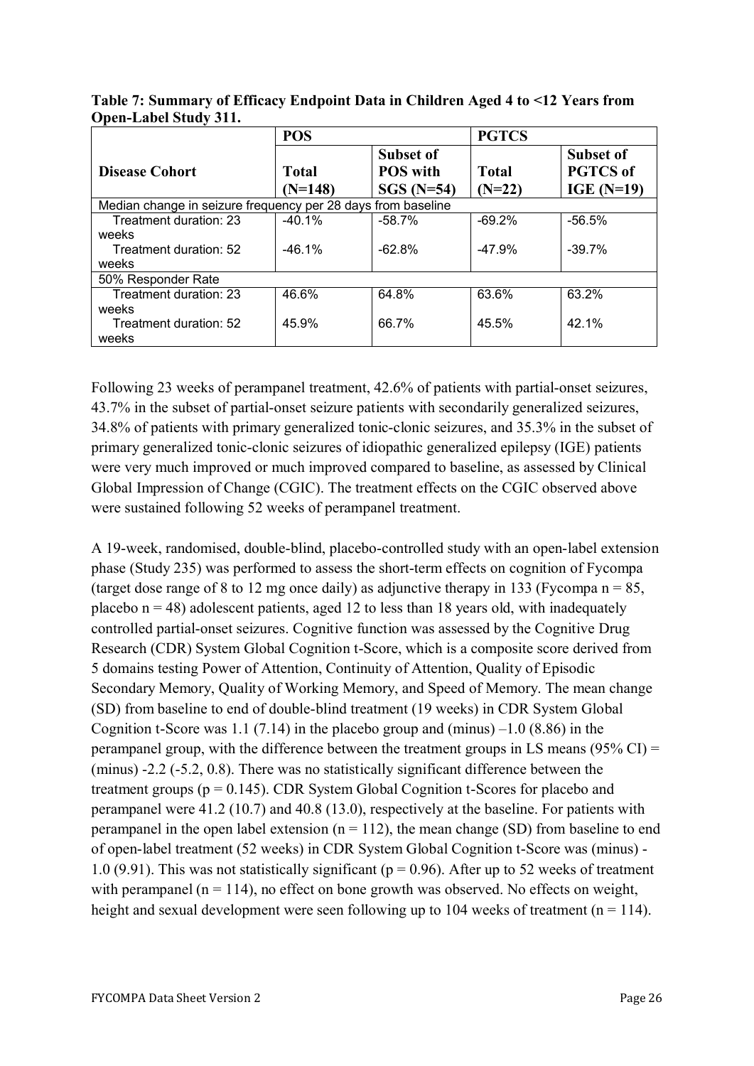**Table 7: Summary of Efficacy Endpoint Data in Children Aged 4 to <12 Years from Open-Label Study 311.**

| | POS | | PGTCS | |
|---|---|---|---|---|
| **Disease Cohort** | **Total (N=148)** | **Subset of POS with SGS (N=54)** | **Total (N=22)** | **Subset of PGTCS of IGE (N=19)** |
| Median change in seizure frequency per 28 days from baseline | | | | |
| Treatment duration: 23 weeks | -40.1% | -58.7% | -69.2% | -56.5% |
| Treatment duration: 52 weeks | -46.1% | -62.8% | -47.9% | -39.7% |
| 50% Responder Rate | | | | |
| Treatment duration: 23 weeks | 46.6% | 64.8% | 63.6% | 63.2% |
| Treatment duration: 52 weeks | 45.9% | 66.7% | 45.5% | 42.1% |

Following 23 weeks of perampanel treatment, 42.6% of patients with partial-onset seizures, 43.7% in the subset of partial-onset seizure patients with secondarily generalized seizures, 34.8% of patients with primary generalized tonic-clonic seizures, and 35.3% in the subset of primary generalized tonic-clonic seizures of idiopathic generalized epilepsy (IGE) patients were very much improved or much improved compared to baseline, as assessed by Clinical Global Impression of Change (CGIC). The treatment effects on the CGIC observed above were sustained following 52 weeks of perampanel treatment.

A 19-week, randomised, double-blind, placebo-controlled study with an open-label extension phase (Study 235) was performed to assess the short-term effects on cognition of Fycompa (target dose range of 8 to 12 mg once daily) as adjunctive therapy in 133 (Fycompa n = 85, placebo n = 48) adolescent patients, aged 12 to less than 18 years old, with inadequately controlled partial-onset seizures. Cognitive function was assessed by the Cognitive Drug Research (CDR) System Global Cognition t-Score, which is a composite score derived from 5 domains testing Power of Attention, Continuity of Attention, Quality of Episodic Secondary Memory, Quality of Working Memory, and Speed of Memory. The mean change (SD) from baseline to end of double-blind treatment (19 weeks) in CDR System Global Cognition t-Score was 1.1 (7.14) in the placebo group and (minus) –1.0 (8.86) in the perampanel group, with the difference between the treatment groups in LS means (95% CI) = (minus) -2.2 (-5.2, 0.8). There was no statistically significant difference between the treatment groups ($p = 0.145$). CDR System Global Cognition t-Scores for placebo and perampanel were 41.2 (10.7) and 40.8 (13.0), respectively at the baseline. For patients with perampanel in the open label extension (n = 112), the mean change (SD) from baseline to end of open-label treatment (52 weeks) in CDR System Global Cognition t-Score was (minus) -1.0 (9.91). This was not statistically significant ($p = 0.96$). After up to 52 weeks of treatment with perampanel (n = 114), no effect on bone growth was observed. No effects on weight, height and sexual development were seen following up to 104 weeks of treatment (n = 114).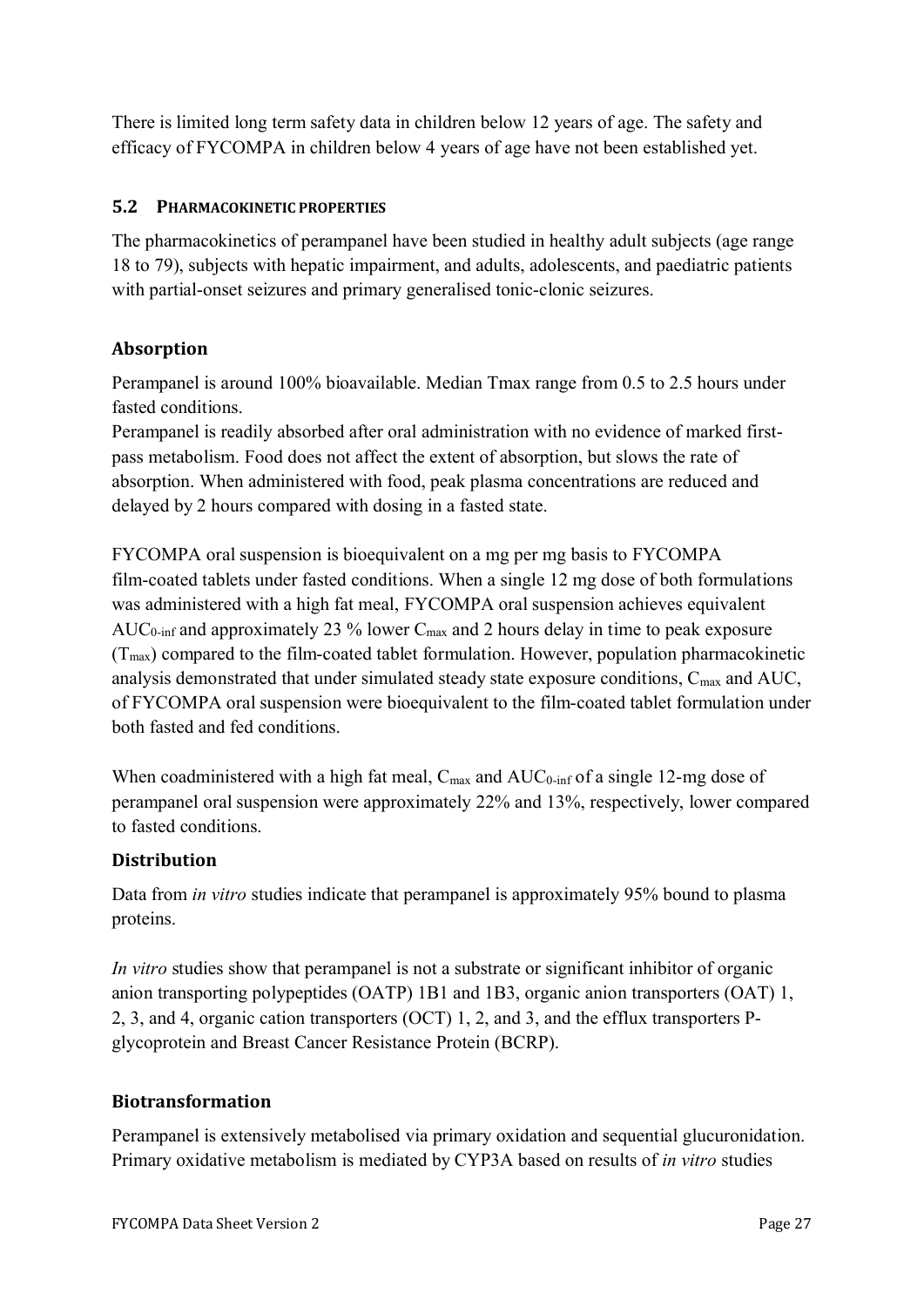There is limited long term safety data in children below 12 years of age. The safety and efficacy of FYCOMPA in children below 4 years of age have not been established yet.

## 5.2 PHARMACOKINETIC PROPERTIES

The pharmacokinetics of perampanel have been studied in healthy adult subjects (age range 18 to 79), subjects with hepatic impairment, and adults, adolescents, and paediatric patients with partial-onset seizures and primary generalised tonic-clonic seizures.

### Absorption

Perampanel is around 100% bioavailable. Median Tmax range from 0.5 to 2.5 hours under fasted conditions.

Perampanel is readily absorbed after oral administration with no evidence of marked first-pass metabolism. Food does not affect the extent of absorption, but slows the rate of absorption. When administered with food, peak plasma concentrations are reduced and delayed by 2 hours compared with dosing in a fasted state.

FYCOMPA oral suspension is bioequivalent on a mg per mg basis to FYCOMPA film-coated tablets under fasted conditions. When a single 12 mg dose of both formulations was administered with a high fat meal, FYCOMPA oral suspension achieves equivalent $AUC_{0\text{-}inf}$ and approximately 23 % lower $C_{max}$ and 2 hours delay in time to peak exposure ($T_{max}$) compared to the film-coated tablet formulation. However, population pharmacokinetic analysis demonstrated that under simulated steady state exposure conditions, $C_{max}$ and AUC, of FYCOMPA oral suspension were bioequivalent to the film-coated tablet formulation under both fasted and fed conditions.

When coadministered with a high fat meal, $C_{max}$ and $AUC_{0\text{-}inf}$ of a single 12-mg dose of perampanel oral suspension were approximately 22% and 13%, respectively, lower compared to fasted conditions.

### Distribution

Data from *in vitro* studies indicate that perampanel is approximately 95% bound to plasma proteins.

*In vitro* studies show that perampanel is not a substrate or significant inhibitor of organic anion transporting polypeptides (OATP) 1B1 and 1B3, organic anion transporters (OAT) 1, 2, 3, and 4, organic cation transporters (OCT) 1, 2, and 3, and the efflux transporters P-glycoprotein and Breast Cancer Resistance Protein (BCRP).

### Biotransformation

Perampanel is extensively metabolised via primary oxidation and sequential glucuronidation. Primary oxidative metabolism is mediated by CYP3A based on results of *in vitro* studies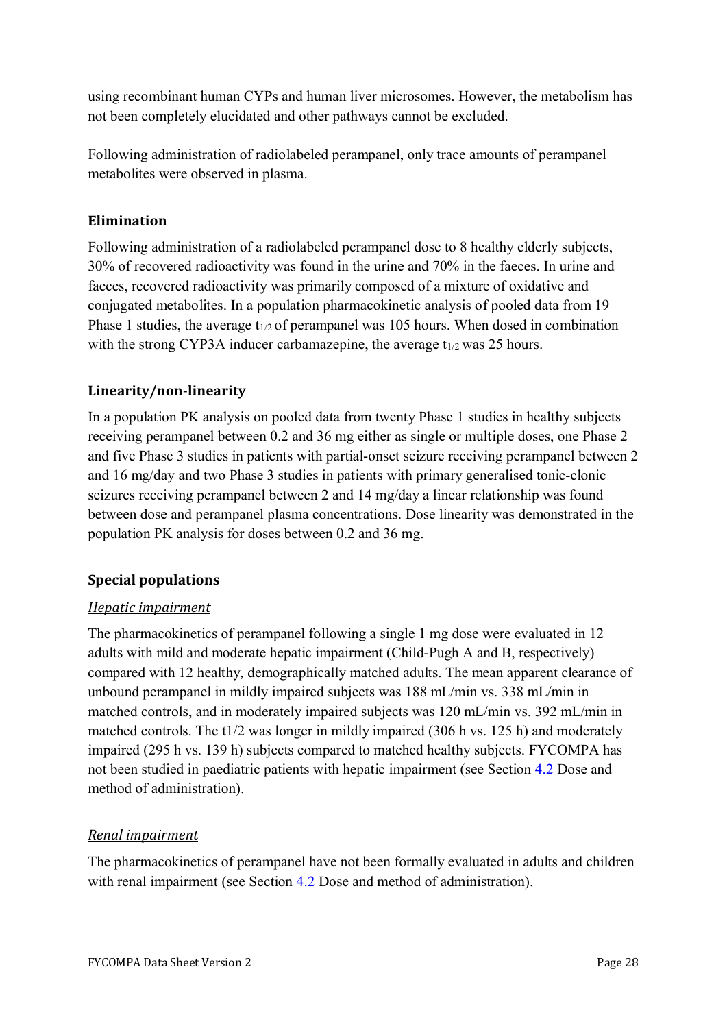using recombinant human CYPs and human liver microsomes. However, the metabolism has not been completely elucidated and other pathways cannot be excluded.

Following administration of radiolabeled perampanel, only trace amounts of perampanel metabolites were observed in plasma.

### Elimination

Following administration of a radiolabeled perampanel dose to 8 healthy elderly subjects, 30% of recovered radioactivity was found in the urine and 70% in the faeces. In urine and faeces, recovered radioactivity was primarily composed of a mixture of oxidative and conjugated metabolites. In a population pharmacokinetic analysis of pooled data from 19 Phase 1 studies, the average $t_{1/2}$ of perampanel was 105 hours. When dosed in combination with the strong CYP3A inducer carbamazepine, the average $t_{1/2}$ was 25 hours.

### Linearity/non-linearity

In a population PK analysis on pooled data from twenty Phase 1 studies in healthy subjects receiving perampanel between 0.2 and 36 mg either as single or multiple doses, one Phase 2 and five Phase 3 studies in patients with partial-onset seizure receiving perampanel between 2 and 16 mg/day and two Phase 3 studies in patients with primary generalised tonic-clonic seizures receiving perampanel between 2 and 14 mg/day a linear relationship was found between dose and perampanel plasma concentrations. Dose linearity was demonstrated in the population PK analysis for doses between 0.2 and 36 mg.

### Special populations

*Hepatic impairment*

The pharmacokinetics of perampanel following a single 1 mg dose were evaluated in 12 adults with mild and moderate hepatic impairment (Child-Pugh A and B, respectively) compared with 12 healthy, demographically matched adults. The mean apparent clearance of unbound perampanel in mildly impaired subjects was 188 mL/min vs. 338 mL/min in matched controls, and in moderately impaired subjects was 120 mL/min vs. 392 mL/min in matched controls. The t1/2 was longer in mildly impaired (306 h vs. 125 h) and moderately impaired (295 h vs. 139 h) subjects compared to matched healthy subjects. FYCOMPA has not been studied in paediatric patients with hepatic impairment (see Section 4.2 Dose and method of administration).

*Renal impairment*

The pharmacokinetics of perampanel have not been formally evaluated in adults and children with renal impairment (see Section 4.2 Dose and method of administration).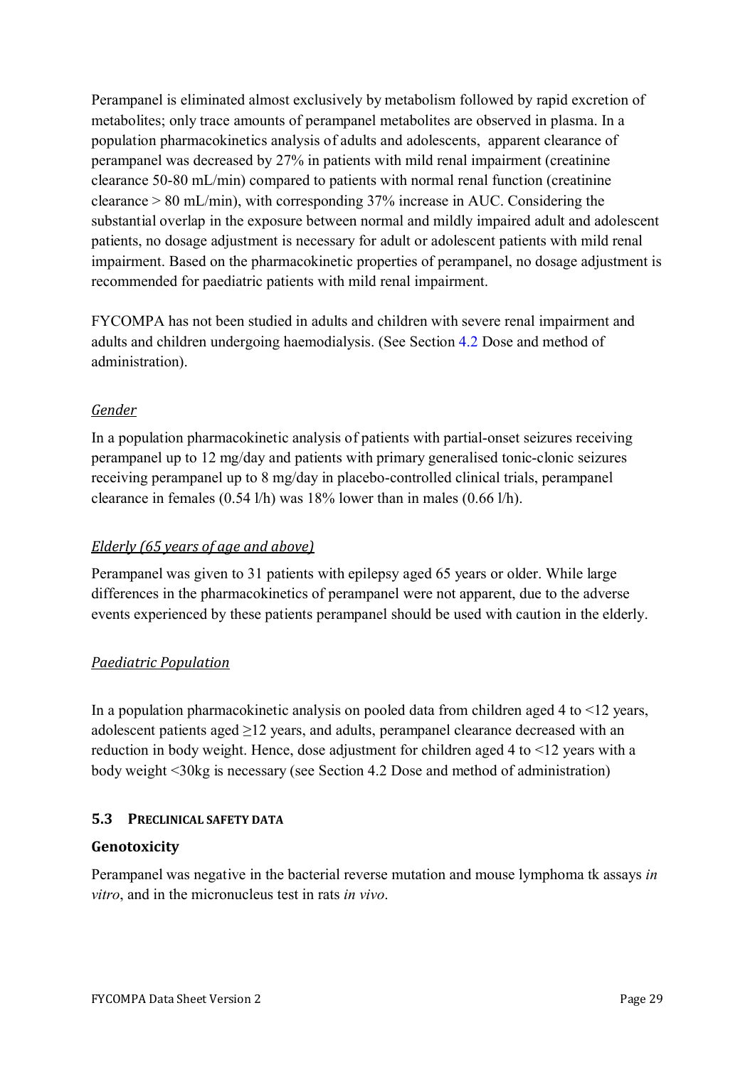Perampanel is eliminated almost exclusively by metabolism followed by rapid excretion of metabolites; only trace amounts of perampanel metabolites are observed in plasma. In a population pharmacokinetics analysis of adults and adolescents, apparent clearance of perampanel was decreased by 27% in patients with mild renal impairment (creatinine clearance 50-80 mL/min) compared to patients with normal renal function (creatinine clearance > 80 mL/min), with corresponding 37% increase in AUC. Considering the substantial overlap in the exposure between normal and mildly impaired adult and adolescent patients, no dosage adjustment is necessary for adult or adolescent patients with mild renal impairment. Based on the pharmacokinetic properties of perampanel, no dosage adjustment is recommended for paediatric patients with mild renal impairment.

FYCOMPA has not been studied in adults and children with severe renal impairment and adults and children undergoing haemodialysis. (See Section 4.2 Dose and method of administration).

*Gender*

In a population pharmacokinetic analysis of patients with partial-onset seizures receiving perampanel up to 12 mg/day and patients with primary generalised tonic-clonic seizures receiving perampanel up to 8 mg/day in placebo-controlled clinical trials, perampanel clearance in females (0.54 l/h) was 18% lower than in males (0.66 l/h).

*Elderly (65 years of age and above)*

Perampanel was given to 31 patients with epilepsy aged 65 years or older. While large differences in the pharmacokinetics of perampanel were not apparent, due to the adverse events experienced by these patients perampanel should be used with caution in the elderly.

*Paediatric Population*

In a population pharmacokinetic analysis on pooled data from children aged 4 to <12 years, adolescent patients aged ≥12 years, and adults, perampanel clearance decreased with an reduction in body weight. Hence, dose adjustment for children aged 4 to <12 years with a body weight <30kg is necessary (see Section 4.2 Dose and method of administration)

## 5.3 Preclinical Safety Data

### Genotoxicity

Perampanel was negative in the bacterial reverse mutation and mouse lymphoma tk assays *in vitro*, and in the micronucleus test in rats *in vivo*.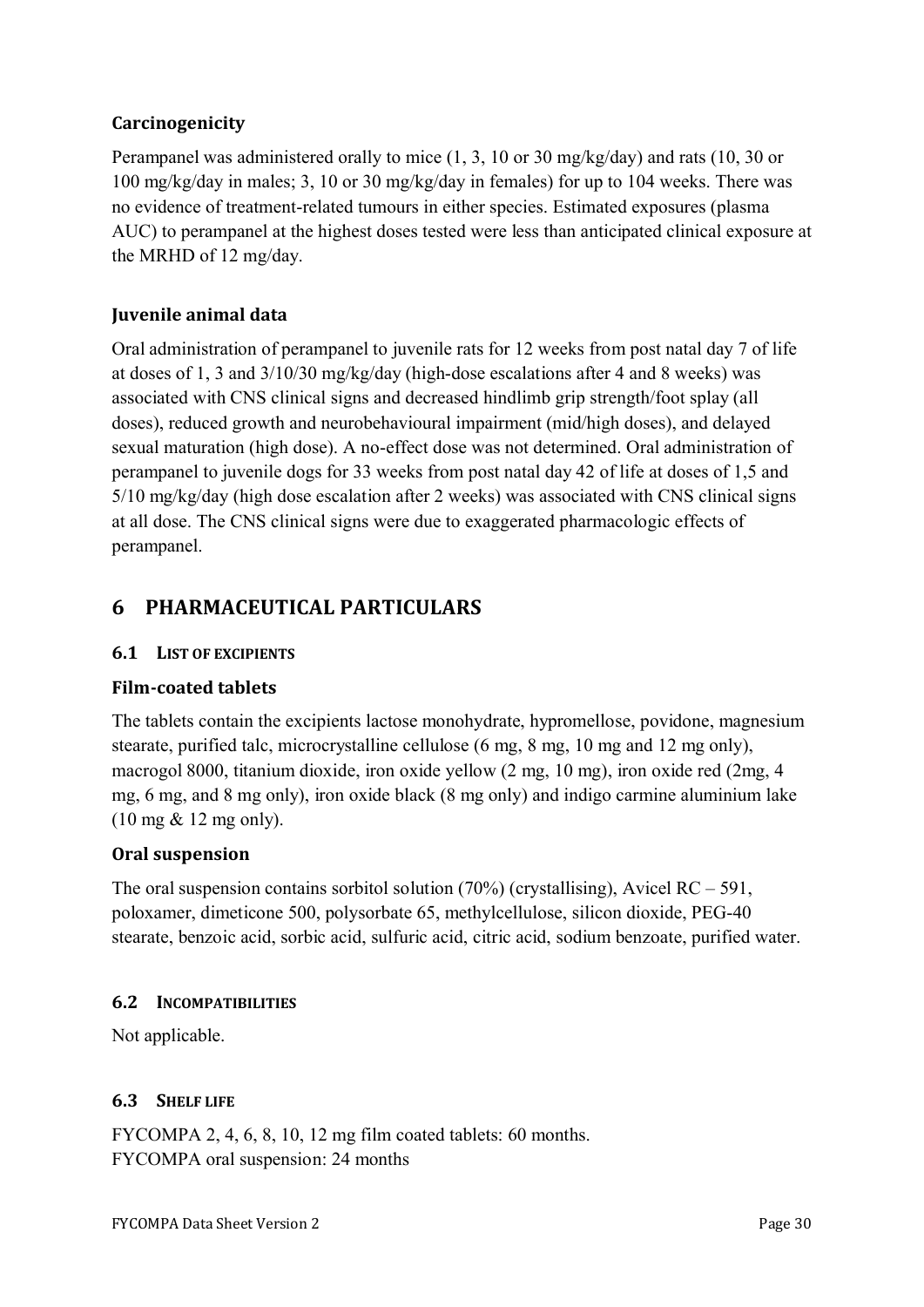### Carcinogenicity

Perampanel was administered orally to mice (1, 3, 10 or 30 mg/kg/day) and rats (10, 30 or 100 mg/kg/day in males; 3, 10 or 30 mg/kg/day in females) for up to 104 weeks. There was no evidence of treatment-related tumours in either species. Estimated exposures (plasma AUC) to perampanel at the highest doses tested were less than anticipated clinical exposure at the MRHD of 12 mg/day.

### Juvenile animal data

Oral administration of perampanel to juvenile rats for 12 weeks from post natal day 7 of life at doses of 1, 3 and 3/10/30 mg/kg/day (high-dose escalations after 4 and 8 weeks) was associated with CNS clinical signs and decreased hindlimb grip strength/foot splay (all doses), reduced growth and neurobehavioural impairment (mid/high doses), and delayed sexual maturation (high dose). A no-effect dose was not determined. Oral administration of perampanel to juvenile dogs for 33 weeks from post natal day 42 of life at doses of 1,5 and 5/10 mg/kg/day (high dose escalation after 2 weeks) was associated with CNS clinical signs at all dose. The CNS clinical signs were due to exaggerated pharmacologic effects of perampanel.

# 6 PHARMACEUTICAL PARTICULARS

## 6.1 List of excipients

### Film-coated tablets

The tablets contain the excipients lactose monohydrate, hypromellose, povidone, magnesium stearate, purified talc, microcrystalline cellulose (6 mg, 8 mg, 10 mg and 12 mg only), macrogol 8000, titanium dioxide, iron oxide yellow (2 mg, 10 mg), iron oxide red (2mg, 4 mg, 6 mg, and 8 mg only), iron oxide black (8 mg only) and indigo carmine aluminium lake (10 mg & 12 mg only).

### Oral suspension

The oral suspension contains sorbitol solution (70%) (crystallising), Avicel RC – 591, poloxamer, dimeticone 500, polysorbate 65, methylcellulose, silicon dioxide, PEG-40 stearate, benzoic acid, sorbic acid, sulfuric acid, citric acid, sodium benzoate, purified water.

## 6.2 Incompatibilities

Not applicable.

## 6.3 Shelf life

FYCOMPA 2, 4, 6, 8, 10, 12 mg film coated tablets: 60 months.
FYCOMPA oral suspension: 24 months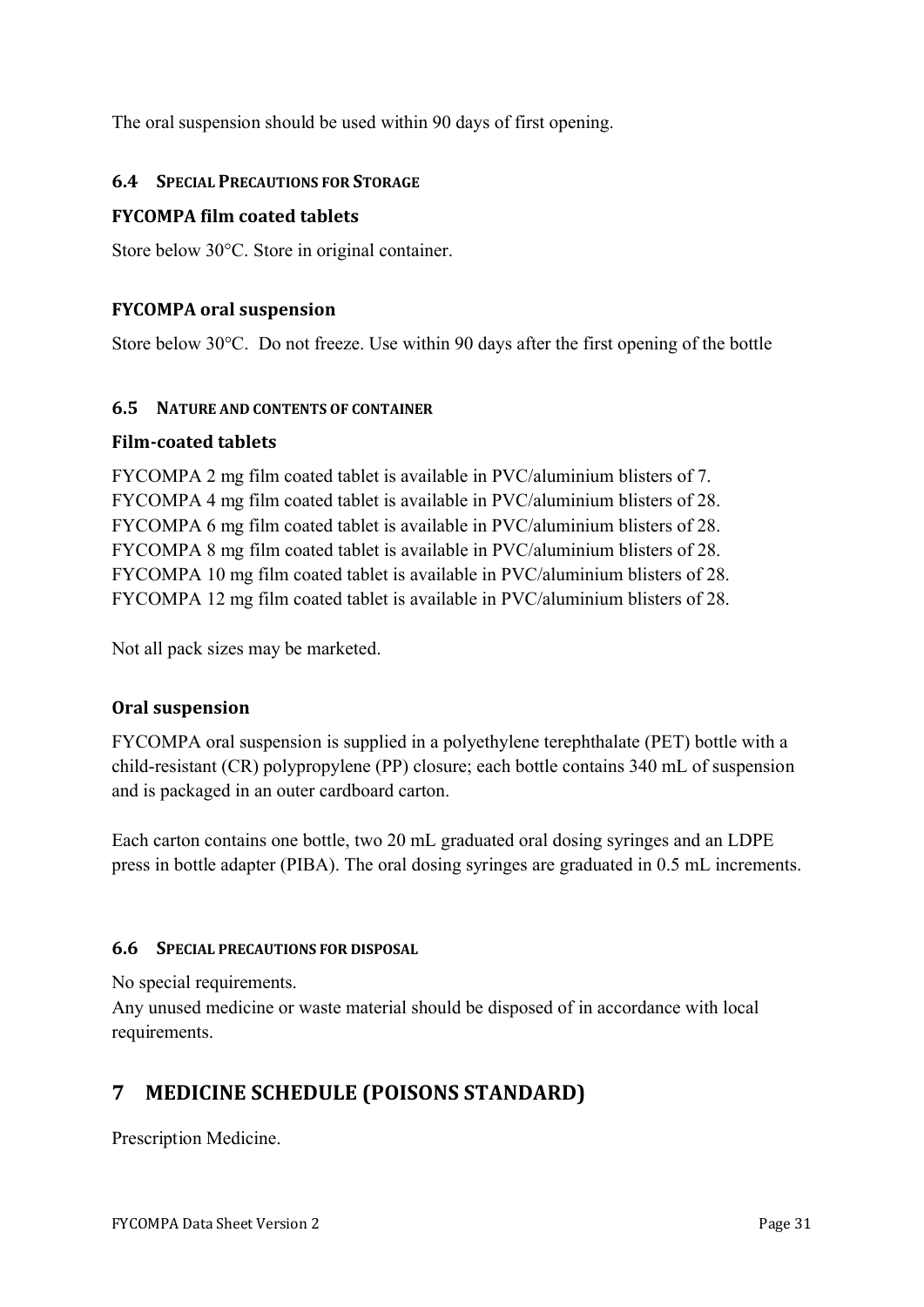The oral suspension should be used within 90 days of first opening.

### 6.4 SPECIAL PRECAUTIONS FOR STORAGE

**FYCOMPA film coated tablets**

Store below 30°C. Store in original container.

**FYCOMPA oral suspension**

Store below 30°C. Do not freeze. Use within 90 days after the first opening of the bottle

### 6.5 NATURE AND CONTENTS OF CONTAINER

**Film-coated tablets**

FYCOMPA 2 mg film coated tablet is available in PVC/aluminium blisters of 7.
FYCOMPA 4 mg film coated tablet is available in PVC/aluminium blisters of 28.
FYCOMPA 6 mg film coated tablet is available in PVC/aluminium blisters of 28.
FYCOMPA 8 mg film coated tablet is available in PVC/aluminium blisters of 28.
FYCOMPA 10 mg film coated tablet is available in PVC/aluminium blisters of 28.
FYCOMPA 12 mg film coated tablet is available in PVC/aluminium blisters of 28.

Not all pack sizes may be marketed.

**Oral suspension**

FYCOMPA oral suspension is supplied in a polyethylene terephthalate (PET) bottle with a child-resistant (CR) polypropylene (PP) closure; each bottle contains 340 mL of suspension and is packaged in an outer cardboard carton.

Each carton contains one bottle, two 20 mL graduated oral dosing syringes and an LDPE press in bottle adapter (PIBA). The oral dosing syringes are graduated in 0.5 mL increments.

### 6.6 SPECIAL PRECAUTIONS FOR DISPOSAL

No special requirements.
Any unused medicine or waste material should be disposed of in accordance with local requirements.

## 7 MEDICINE SCHEDULE (POISONS STANDARD)

Prescription Medicine.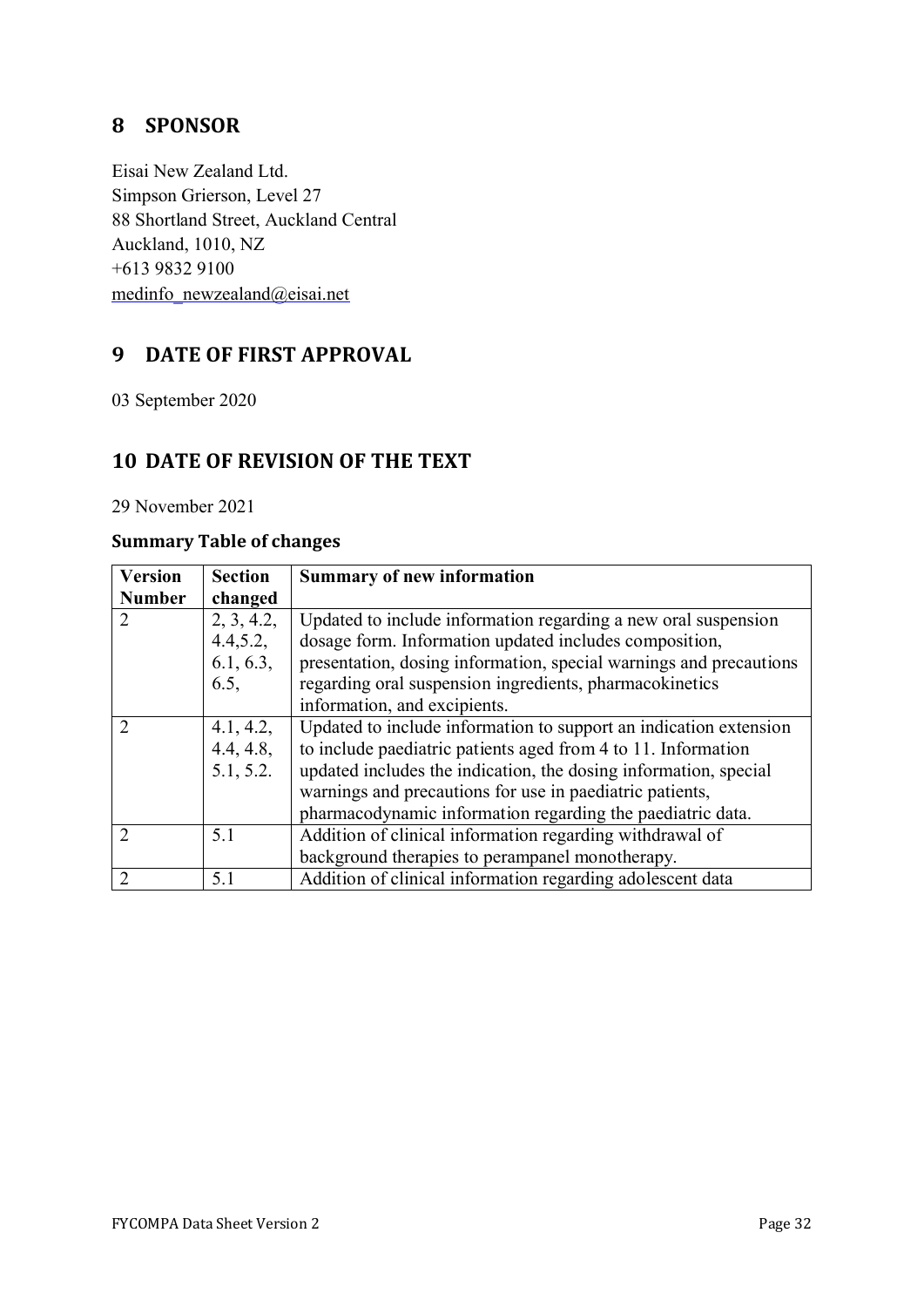## 8 SPONSOR

Eisai New Zealand Ltd.
Simpson Grierson, Level 27
88 Shortland Street, Auckland Central
Auckland, 1010, NZ
+613 9832 9100
medinfo_newzealand@eisai.net

## 9 DATE OF FIRST APPROVAL

03 September 2020

## 10 DATE OF REVISION OF THE TEXT

29 November 2021

### Summary Table of changes

| Version Number | Section changed | Summary of new information |
|---|---|---|
| 2 | 2, 3, 4.2, 4.4,5.2, 6.1, 6.3, 6.5, | Updated to include information regarding a new oral suspension dosage form. Information updated includes composition, presentation, dosing information, special warnings and precautions regarding oral suspension ingredients, pharmacokinetics information, and excipients. |
| 2 | 4.1, 4.2, 4.4, 4.8, 5.1, 5.2. | Updated to include information to support an indication extension to include paediatric patients aged from 4 to 11. Information updated includes the indication, the dosing information, special warnings and precautions for use in paediatric patients, pharmacodynamic information regarding the paediatric data. |
| 2 | 5.1 | Addition of clinical information regarding withdrawal of background therapies to perampanel monotherapy. |
| 2 | 5.1 | Addition of clinical information regarding adolescent data |